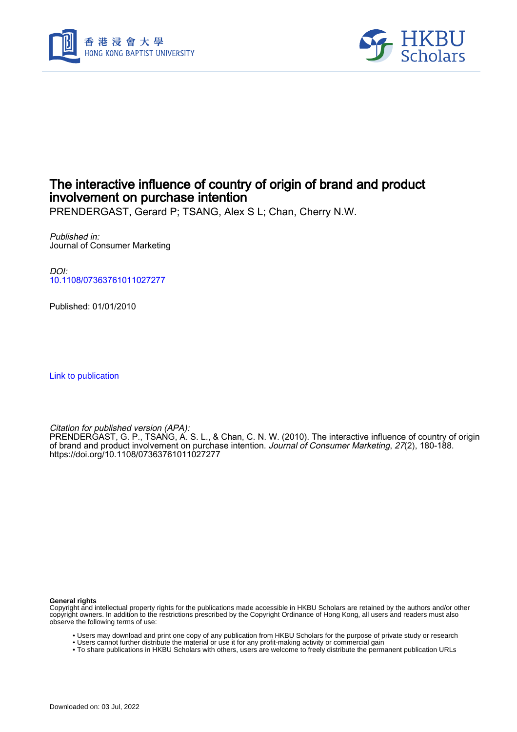# The interactive influence of country of origin of brand and product involvement on purchase intention

PRENDERGAST, Gerard P; TSANG, Alex S L; Chan, Cherry N.W.

*Published in:*
Journal of Consumer Marketing

*DOI:*
10.1108/07363761011027277

Published: 01/01/2010

Link to publication

*Citation for published version (APA):*
PRENDERGAST, G. P., TSANG, A. S. L., & Chan, C. N. W. (2010). The interactive influence of country of origin of brand and product involvement on purchase intention. *Journal of Consumer Marketing*, *27*(2), 180-188. https://doi.org/10.1108/07363761011027277

**General rights**
Copyright and intellectual property rights for the publications made accessible in HKBU Scholars are retained by the authors and/or other copyright owners. In addition to the restrictions prescribed by the Copyright Ordinance of Hong Kong, all users and readers must also observe the following terms of use:

- Users may download and print one copy of any publication from HKBU Scholars for the purpose of private study or research
- Users cannot further distribute the material or use it for any profit-making activity or commercial gain
- To share publications in HKBU Scholars with others, users are welcome to freely distribute the permanent publication URLs

Downloaded on: 03 Jul, 2022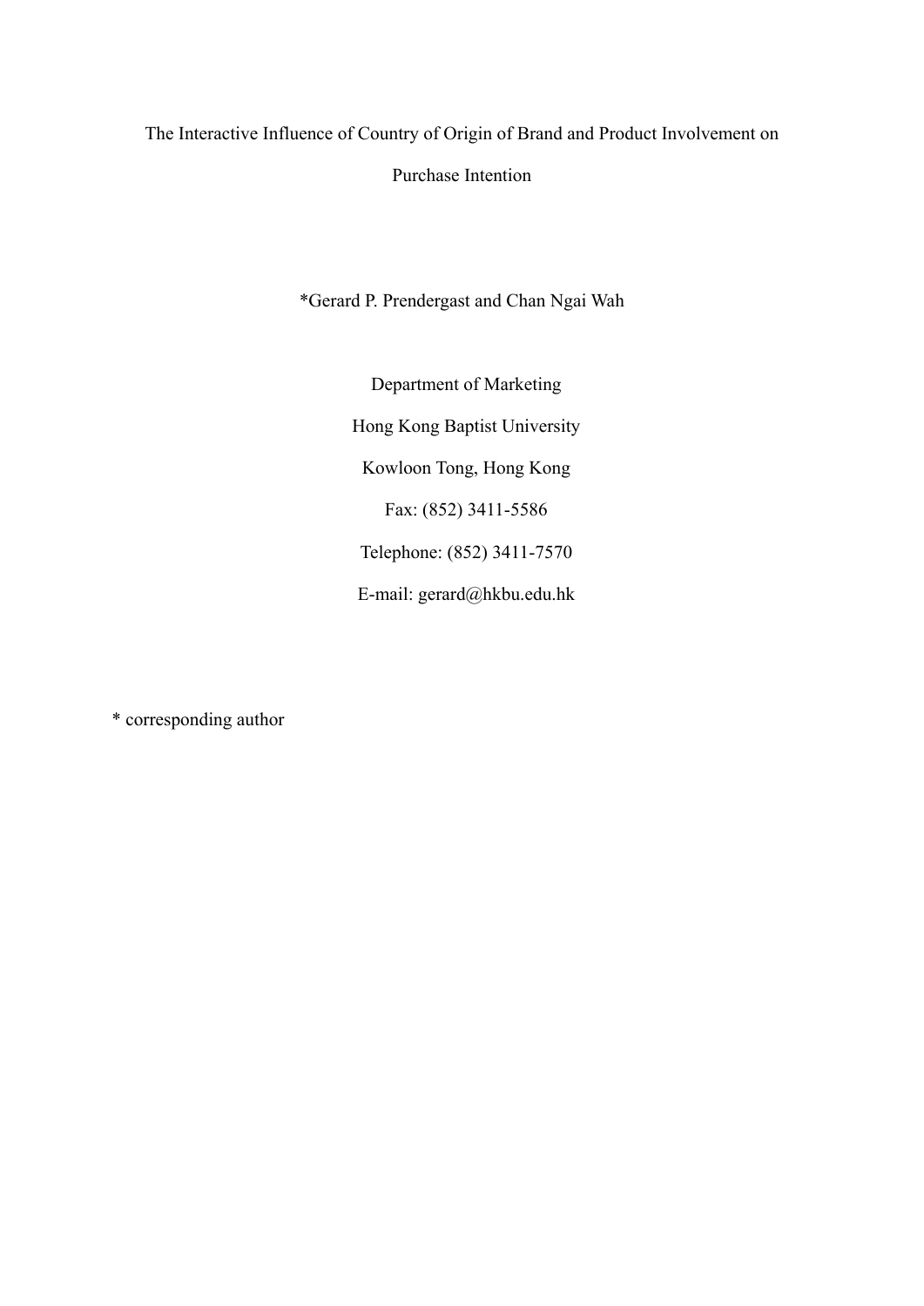# The Interactive Influence of Country of Origin of Brand and Product Involvement on Purchase Intention

*Gerard P. Prendergast and Chan Ngai Wah

Department of Marketing

Hong Kong Baptist University

Kowloon Tong, Hong Kong

Fax: (852) 3411-5586

Telephone: (852) 3411-7570

E-mail: gerard@hkbu.edu.hk

* corresponding author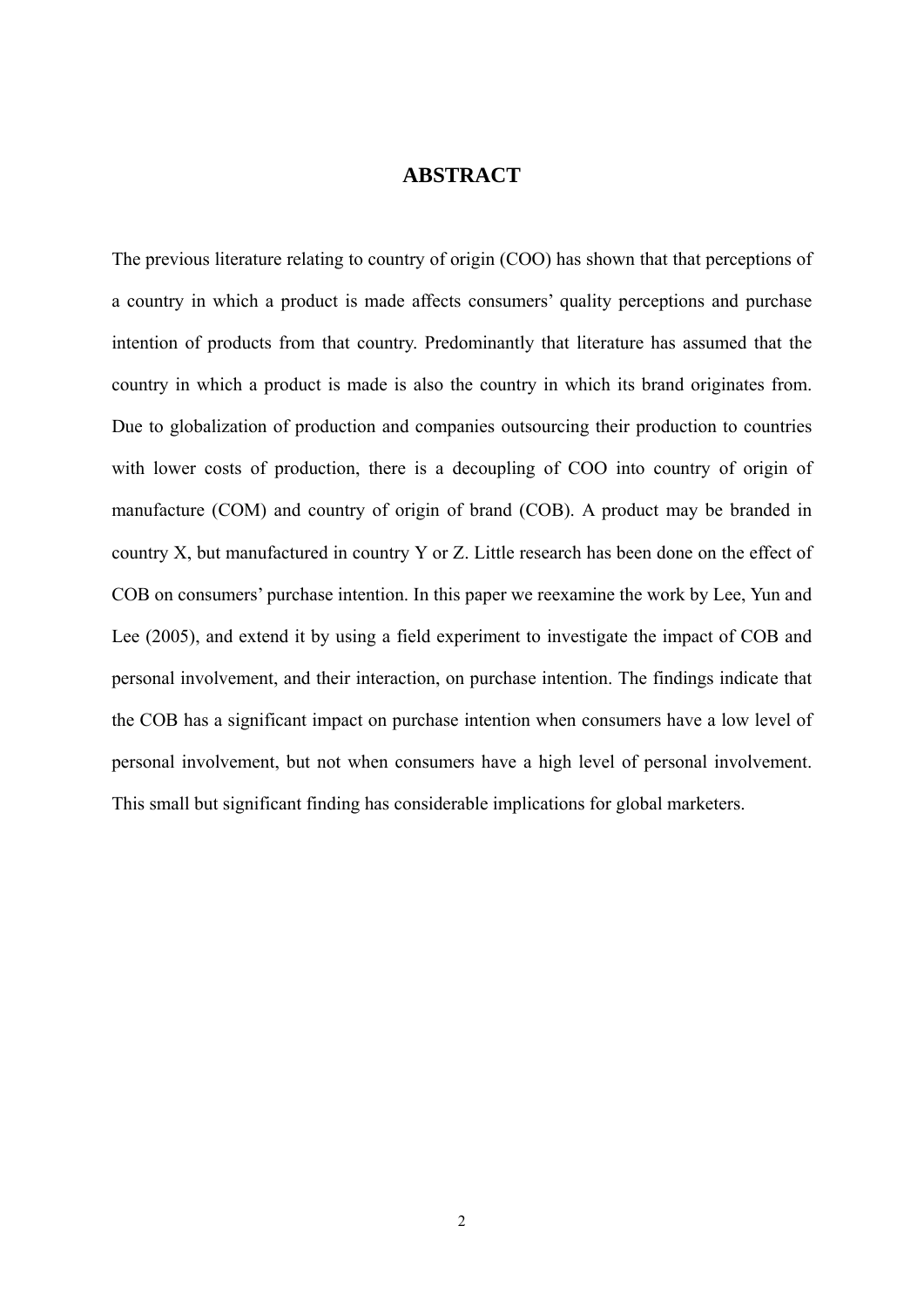# ABSTRACT

The previous literature relating to country of origin (COO) has shown that that perceptions of a country in which a product is made affects consumers' quality perceptions and purchase intention of products from that country. Predominantly that literature has assumed that the country in which a product is made is also the country in which its brand originates from. Due to globalization of production and companies outsourcing their production to countries with lower costs of production, there is a decoupling of COO into country of origin of manufacture (COM) and country of origin of brand (COB). A product may be branded in country X, but manufactured in country Y or Z. Little research has been done on the effect of COB on consumers' purchase intention. In this paper we reexamine the work by Lee, Yun and Lee (2005), and extend it by using a field experiment to investigate the impact of COB and personal involvement, and their interaction, on purchase intention. The findings indicate that the COB has a significant impact on purchase intention when consumers have a low level of personal involvement, but not when consumers have a high level of personal involvement. This small but significant finding has considerable implications for global marketers.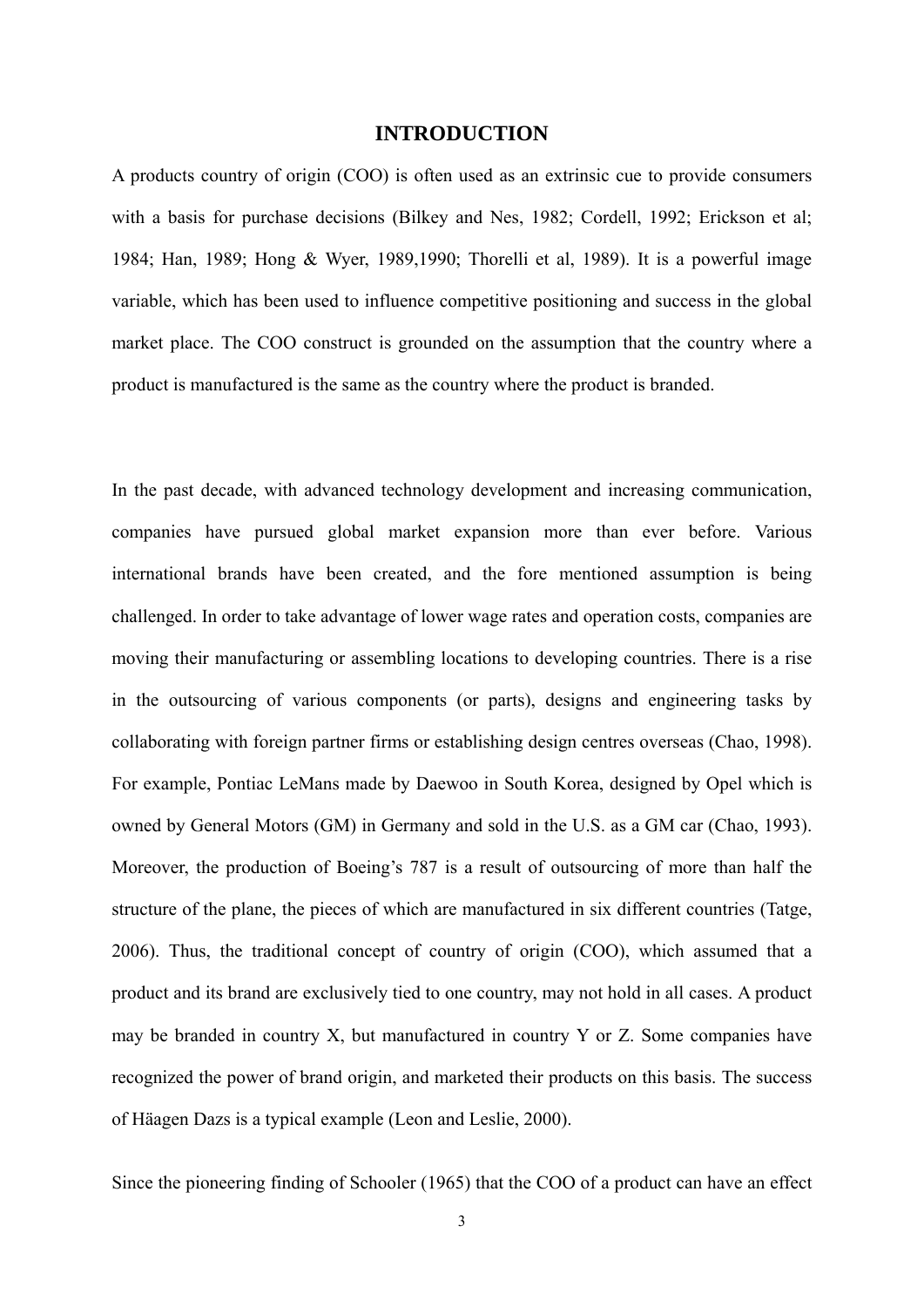# INTRODUCTION

A products country of origin (COO) is often used as an extrinsic cue to provide consumers with a basis for purchase decisions (Bilkey and Nes, 1982; Cordell, 1992; Erickson et al; 1984; Han, 1989; Hong & Wyer, 1989,1990; Thorelli et al, 1989). It is a powerful image variable, which has been used to influence competitive positioning and success in the global market place. The COO construct is grounded on the assumption that the country where a product is manufactured is the same as the country where the product is branded.

In the past decade, with advanced technology development and increasing communication, companies have pursued global market expansion more than ever before. Various international brands have been created, and the fore mentioned assumption is being challenged. In order to take advantage of lower wage rates and operation costs, companies are moving their manufacturing or assembling locations to developing countries. There is a rise in the outsourcing of various components (or parts), designs and engineering tasks by collaborating with foreign partner firms or establishing design centres overseas (Chao, 1998). For example, Pontiac LeMans made by Daewoo in South Korea, designed by Opel which is owned by General Motors (GM) in Germany and sold in the U.S. as a GM car (Chao, 1993). Moreover, the production of Boeing's 787 is a result of outsourcing of more than half the structure of the plane, the pieces of which are manufactured in six different countries (Tatge, 2006). Thus, the traditional concept of country of origin (COO), which assumed that a product and its brand are exclusively tied to one country, may not hold in all cases. A product may be branded in country X, but manufactured in country Y or Z. Some companies have recognized the power of brand origin, and marketed their products on this basis. The success of Häagen Dazs is a typical example (Leon and Leslie, 2000).

Since the pioneering finding of Schooler (1965) that the COO of a product can have an effect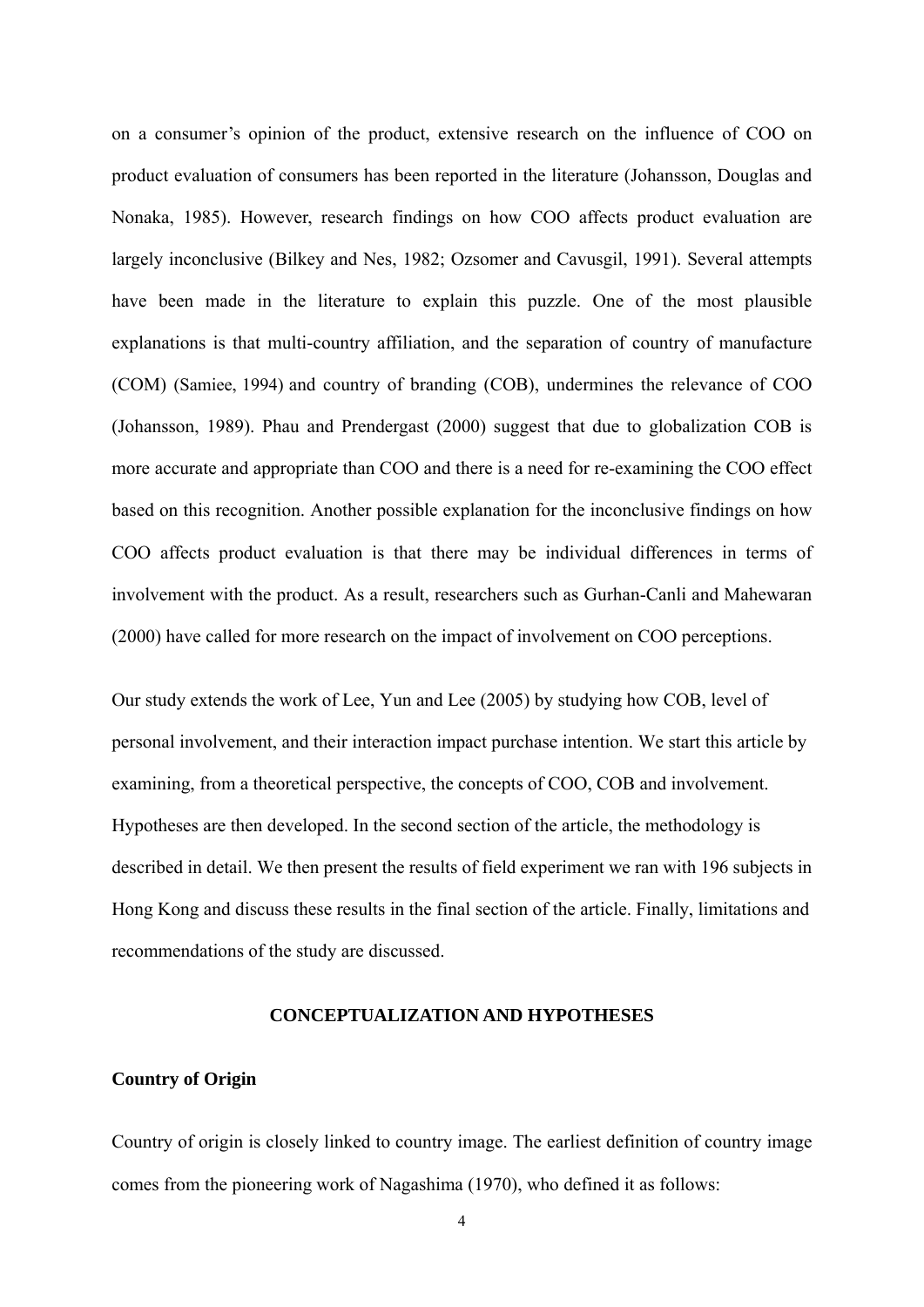on a consumer's opinion of the product, extensive research on the influence of COO on product evaluation of consumers has been reported in the literature (Johansson, Douglas and Nonaka, 1985). However, research findings on how COO affects product evaluation are largely inconclusive (Bilkey and Nes, 1982; Ozsomer and Cavusgil, 1991). Several attempts have been made in the literature to explain this puzzle. One of the most plausible explanations is that multi-country affiliation, and the separation of country of manufacture (COM) (Samiee, 1994) and country of branding (COB), undermines the relevance of COO (Johansson, 1989). Phau and Prendergast (2000) suggest that due to globalization COB is more accurate and appropriate than COO and there is a need for re-examining the COO effect based on this recognition. Another possible explanation for the inconclusive findings on how COO affects product evaluation is that there may be individual differences in terms of involvement with the product. As a result, researchers such as Gurhan-Canli and Mahewaran (2000) have called for more research on the impact of involvement on COO perceptions.

Our study extends the work of Lee, Yun and Lee (2005) by studying how COB, level of personal involvement, and their interaction impact purchase intention. We start this article by examining, from a theoretical perspective, the concepts of COO, COB and involvement. Hypotheses are then developed. In the second section of the article, the methodology is described in detail. We then present the results of field experiment we ran with 196 subjects in Hong Kong and discuss these results in the final section of the article. Finally, limitations and recommendations of the study are discussed.

## CONCEPTUALIZATION AND HYPOTHESES

### Country of Origin

Country of origin is closely linked to country image. The earliest definition of country image comes from the pioneering work of Nagashima (1970), who defined it as follows: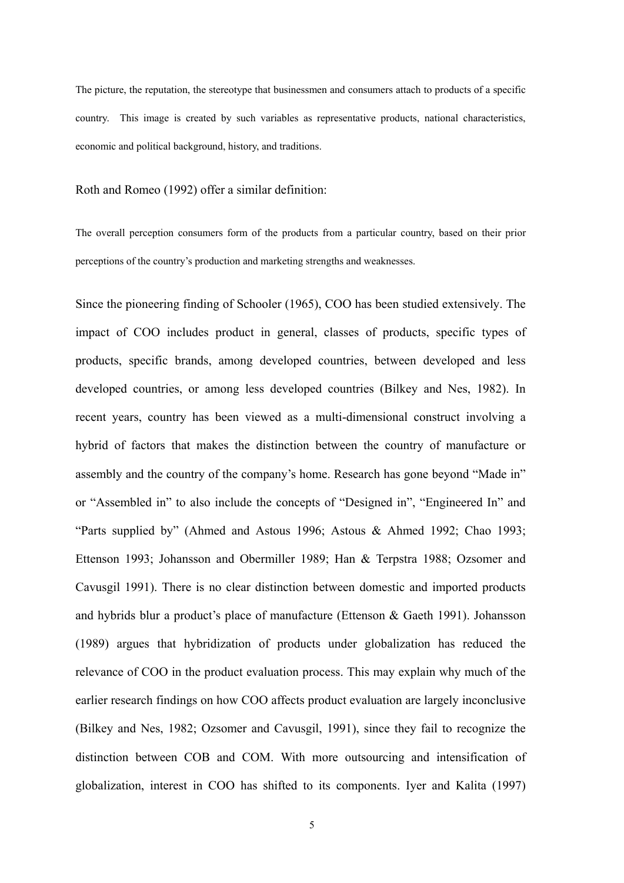> The picture, the reputation, the stereotype that businessmen and consumers attach to products of a specific country. This image is created by such variables as representative products, national characteristics, economic and political background, history, and traditions.

Roth and Romeo (1992) offer a similar definition:

> The overall perception consumers form of the products from a particular country, based on their prior perceptions of the country's production and marketing strengths and weaknesses.

Since the pioneering finding of Schooler (1965), COO has been studied extensively. The impact of COO includes product in general, classes of products, specific types of products, specific brands, among developed countries, between developed and less developed countries, or among less developed countries (Bilkey and Nes, 1982). In recent years, country has been viewed as a multi-dimensional construct involving a hybrid of factors that makes the distinction between the country of manufacture or assembly and the country of the company's home. Research has gone beyond "Made in" or "Assembled in" to also include the concepts of "Designed in", "Engineered In" and "Parts supplied by" (Ahmed and Astous 1996; Astous & Ahmed 1992; Chao 1993; Ettenson 1993; Johansson and Obermiller 1989; Han & Terpstra 1988; Ozsomer and Cavusgil 1991). There is no clear distinction between domestic and imported products and hybrids blur a product's place of manufacture (Ettenson & Gaeth 1991). Johansson (1989) argues that hybridization of products under globalization has reduced the relevance of COO in the product evaluation process. This may explain why much of the earlier research findings on how COO affects product evaluation are largely inconclusive (Bilkey and Nes, 1982; Ozsomer and Cavusgil, 1991), since they fail to recognize the distinction between COB and COM. With more outsourcing and intensification of globalization, interest in COO has shifted to its components. Iyer and Kalita (1997)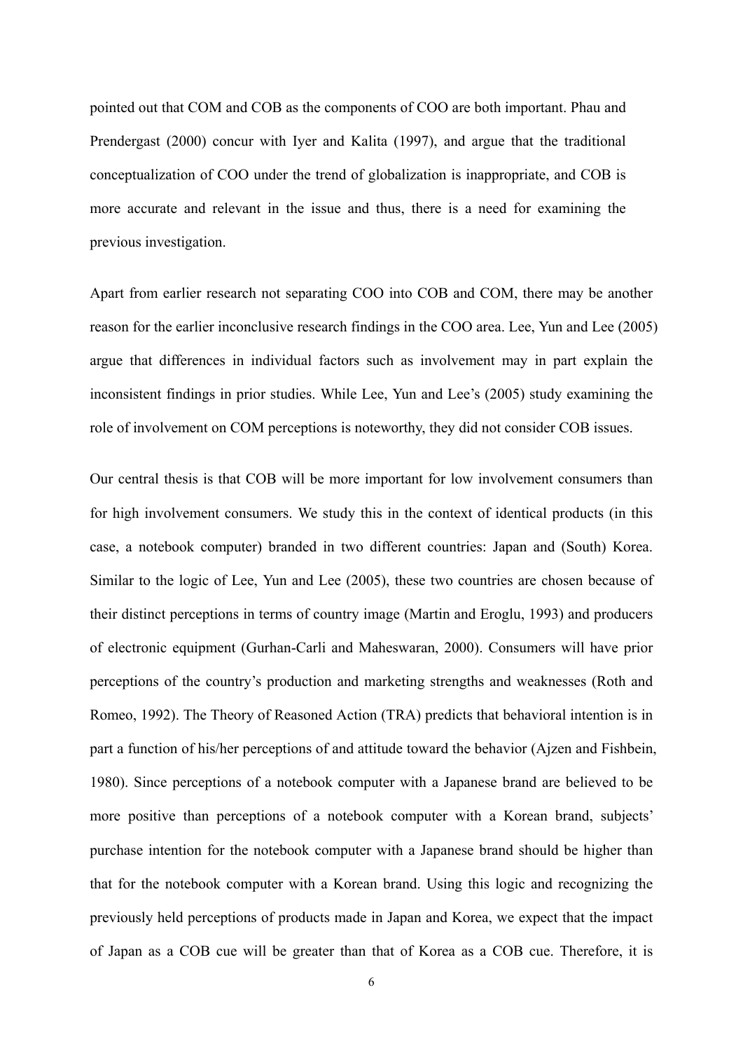pointed out that COM and COB as the components of COO are both important. Phau and Prendergast (2000) concur with Iyer and Kalita (1997), and argue that the traditional conceptualization of COO under the trend of globalization is inappropriate, and COB is more accurate and relevant in the issue and thus, there is a need for examining the previous investigation.

Apart from earlier research not separating COO into COB and COM, there may be another reason for the earlier inconclusive research findings in the COO area. Lee, Yun and Lee (2005) argue that differences in individual factors such as involvement may in part explain the inconsistent findings in prior studies. While Lee, Yun and Lee's (2005) study examining the role of involvement on COM perceptions is noteworthy, they did not consider COB issues.

Our central thesis is that COB will be more important for low involvement consumers than for high involvement consumers. We study this in the context of identical products (in this case, a notebook computer) branded in two different countries: Japan and (South) Korea. Similar to the logic of Lee, Yun and Lee (2005), these two countries are chosen because of their distinct perceptions in terms of country image (Martin and Eroglu, 1993) and producers of electronic equipment (Gurhan-Carli and Maheswaran, 2000). Consumers will have prior perceptions of the country's production and marketing strengths and weaknesses (Roth and Romeo, 1992). The Theory of Reasoned Action (TRA) predicts that behavioral intention is in part a function of his/her perceptions of and attitude toward the behavior (Ajzen and Fishbein, 1980). Since perceptions of a notebook computer with a Japanese brand are believed to be more positive than perceptions of a notebook computer with a Korean brand, subjects' purchase intention for the notebook computer with a Japanese brand should be higher than that for the notebook computer with a Korean brand. Using this logic and recognizing the previously held perceptions of products made in Japan and Korea, we expect that the impact of Japan as a COB cue will be greater than that of Korea as a COB cue. Therefore, it is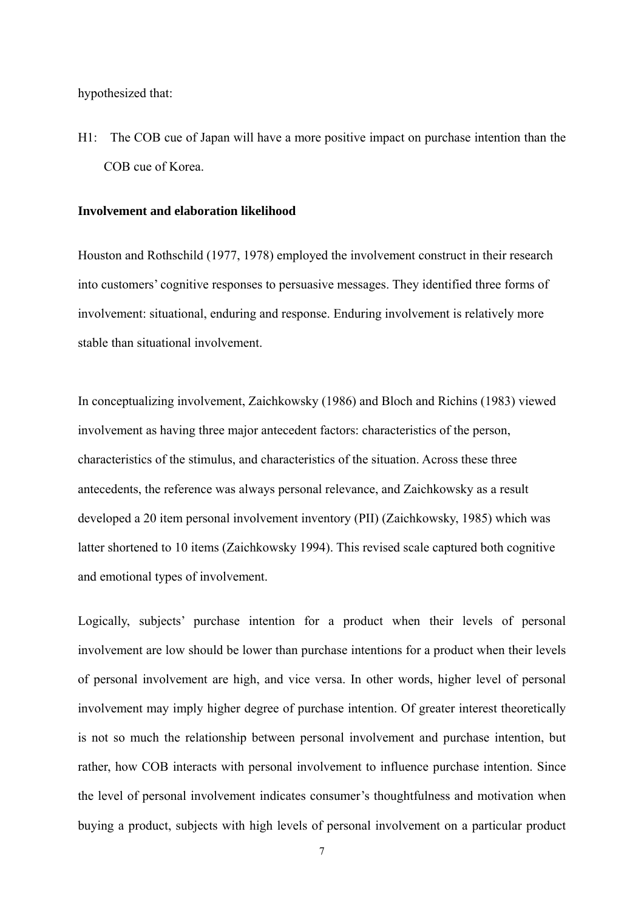hypothesized that:

H1: The COB cue of Japan will have a more positive impact on purchase intention than the COB cue of Korea.

**Involvement and elaboration likelihood**

Houston and Rothschild (1977, 1978) employed the involvement construct in their research into customers' cognitive responses to persuasive messages. They identified three forms of involvement: situational, enduring and response. Enduring involvement is relatively more stable than situational involvement.

In conceptualizing involvement, Zaichkowsky (1986) and Bloch and Richins (1983) viewed involvement as having three major antecedent factors: characteristics of the person, characteristics of the stimulus, and characteristics of the situation. Across these three antecedents, the reference was always personal relevance, and Zaichkowsky as a result developed a 20 item personal involvement inventory (PII) (Zaichkowsky, 1985) which was latter shortened to 10 items (Zaichkowsky 1994). This revised scale captured both cognitive and emotional types of involvement.

Logically, subjects' purchase intention for a product when their levels of personal involvement are low should be lower than purchase intentions for a product when their levels of personal involvement are high, and vice versa. In other words, higher level of personal involvement may imply higher degree of purchase intention. Of greater interest theoretically is not so much the relationship between personal involvement and purchase intention, but rather, how COB interacts with personal involvement to influence purchase intention. Since the level of personal involvement indicates consumer's thoughtfulness and motivation when buying a product, subjects with high levels of personal involvement on a particular product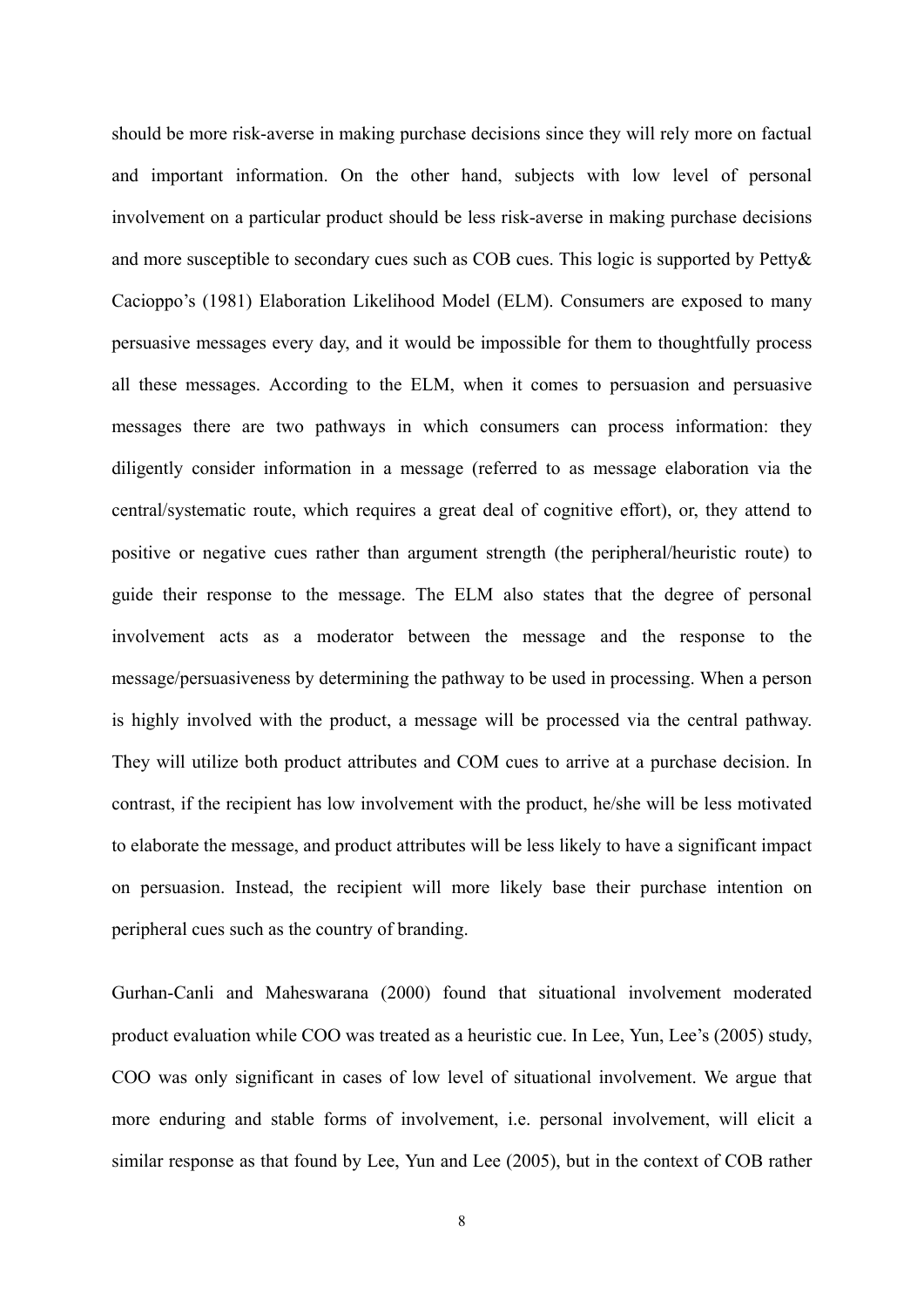should be more risk-averse in making purchase decisions since they will rely more on factual and important information. On the other hand, subjects with low level of personal involvement on a particular product should be less risk-averse in making purchase decisions and more susceptible to secondary cues such as COB cues. This logic is supported by Petty& Cacioppo's (1981) Elaboration Likelihood Model (ELM). Consumers are exposed to many persuasive messages every day, and it would be impossible for them to thoughtfully process all these messages. According to the ELM, when it comes to persuasion and persuasive messages there are two pathways in which consumers can process information: they diligently consider information in a message (referred to as message elaboration via the central/systematic route, which requires a great deal of cognitive effort), or, they attend to positive or negative cues rather than argument strength (the peripheral/heuristic route) to guide their response to the message. The ELM also states that the degree of personal involvement acts as a moderator between the message and the response to the message/persuasiveness by determining the pathway to be used in processing. When a person is highly involved with the product, a message will be processed via the central pathway. They will utilize both product attributes and COM cues to arrive at a purchase decision. In contrast, if the recipient has low involvement with the product, he/she will be less motivated to elaborate the message, and product attributes will be less likely to have a significant impact on persuasion. Instead, the recipient will more likely base their purchase intention on peripheral cues such as the country of branding.

Gurhan-Canli and Maheswarana (2000) found that situational involvement moderated product evaluation while COO was treated as a heuristic cue. In Lee, Yun, Lee's (2005) study, COO was only significant in cases of low level of situational involvement. We argue that more enduring and stable forms of involvement, i.e. personal involvement, will elicit a similar response as that found by Lee, Yun and Lee (2005), but in the context of COB rather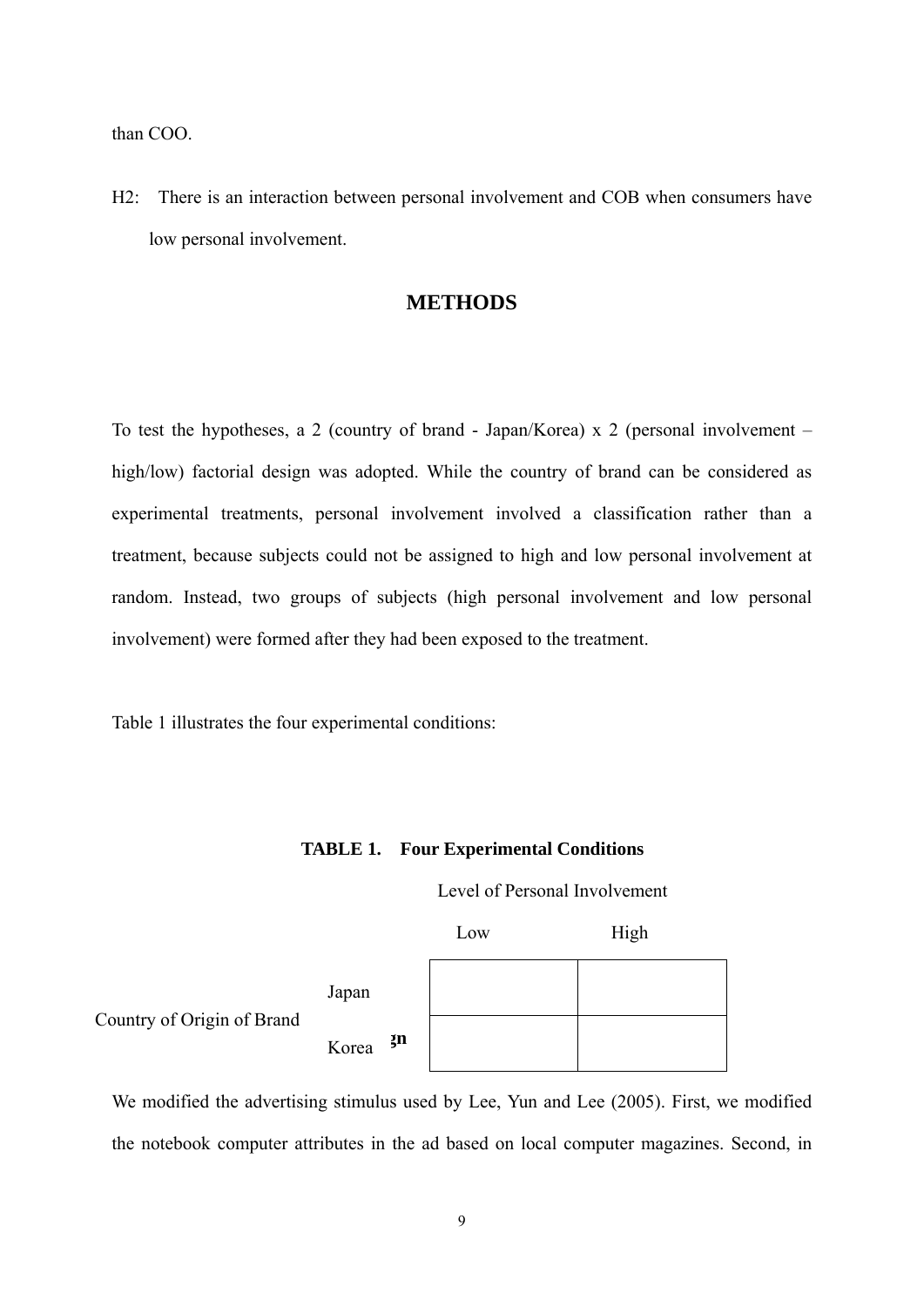than COO.

H2: There is an interaction between personal involvement and COB when consumers have low personal involvement.

## METHODS

To test the hypotheses, a 2 (country of brand - Japan/Korea) x 2 (personal involvement – high/low) factorial design was adopted. While the country of brand can be considered as experimental treatments, personal involvement involved a classification rather than a treatment, because subjects could not be assigned to high and low personal involvement at random. Instead, two groups of subjects (high personal involvement and low personal involvement) were formed after they had been exposed to the treatment.

Table 1 illustrates the four experimental conditions:

**TABLE 1. Four Experimental Conditions**

| | | Level of Personal Involvement | |
|---|---|---|---|
| | | Low | High |
| Country of Origin of Brand | Japan | | |
| | Korea | | |

We modified the advertising stimulus used by Lee, Yun and Lee (2005). First, we modified the notebook computer attributes in the ad based on local computer magazines. Second, in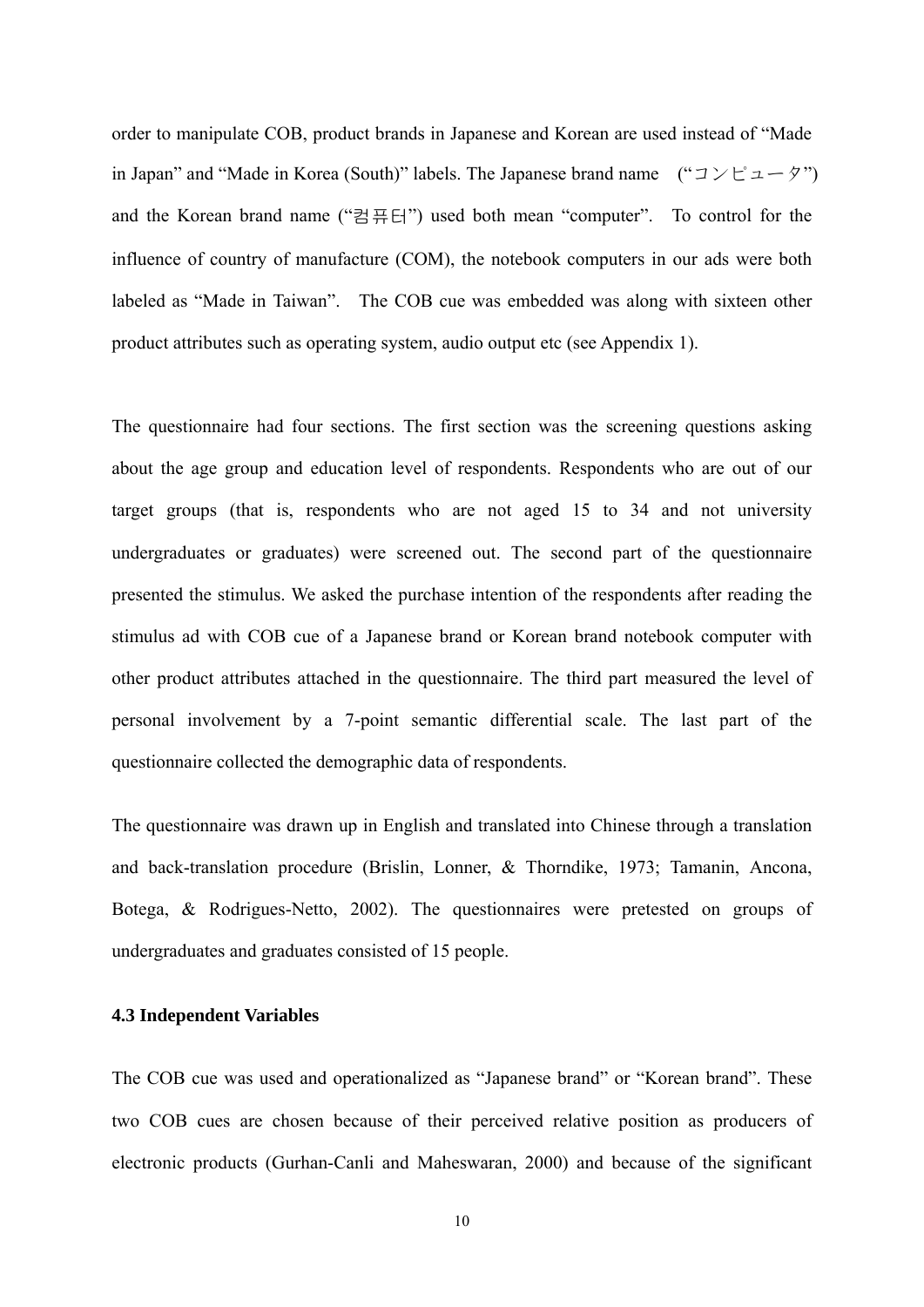order to manipulate COB, product brands in Japanese and Korean are used instead of "Made in Japan" and "Made in Korea (South)" labels. The Japanese brand name ("コンピュータ") and the Korean brand name ("컴퓨터") used both mean "computer". To control for the influence of country of manufacture (COM), the notebook computers in our ads were both labeled as "Made in Taiwan". The COB cue was embedded was along with sixteen other product attributes such as operating system, audio output etc (see Appendix 1).

The questionnaire had four sections. The first section was the screening questions asking about the age group and education level of respondents. Respondents who are out of our target groups (that is, respondents who are not aged 15 to 34 and not university undergraduates or graduates) were screened out. The second part of the questionnaire presented the stimulus. We asked the purchase intention of the respondents after reading the stimulus ad with COB cue of a Japanese brand or Korean brand notebook computer with other product attributes attached in the questionnaire. The third part measured the level of personal involvement by a 7-point semantic differential scale. The last part of the questionnaire collected the demographic data of respondents.

The questionnaire was drawn up in English and translated into Chinese through a translation and back-translation procedure (Brislin, Lonner, & Thorndike, 1973; Tamanin, Ancona, Botega, & Rodrigues-Netto, 2002). The questionnaires were pretested on groups of undergraduates and graduates consisted of 15 people.

### 4.3 Independent Variables

The COB cue was used and operationalized as "Japanese brand" or "Korean brand". These two COB cues are chosen because of their perceived relative position as producers of electronic products (Gurhan-Canli and Maheswaran, 2000) and because of the significant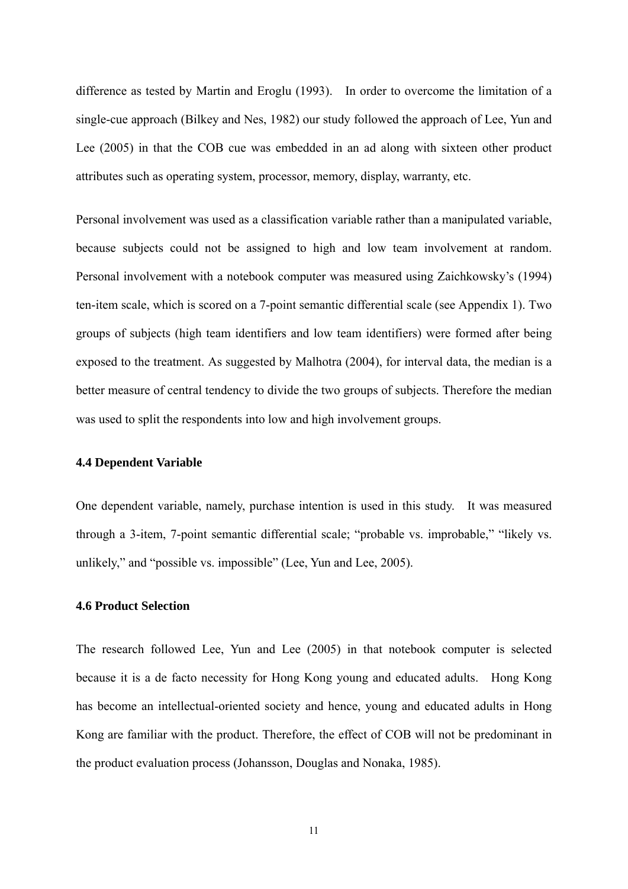difference as tested by Martin and Eroglu (1993). In order to overcome the limitation of a single-cue approach (Bilkey and Nes, 1982) our study followed the approach of Lee, Yun and Lee (2005) in that the COB cue was embedded in an ad along with sixteen other product attributes such as operating system, processor, memory, display, warranty, etc.

Personal involvement was used as a classification variable rather than a manipulated variable, because subjects could not be assigned to high and low team involvement at random. Personal involvement with a notebook computer was measured using Zaichkowsky's (1994) ten-item scale, which is scored on a 7-point semantic differential scale (see Appendix 1). Two groups of subjects (high team identifiers and low team identifiers) were formed after being exposed to the treatment. As suggested by Malhotra (2004), for interval data, the median is a better measure of central tendency to divide the two groups of subjects. Therefore the median was used to split the respondents into low and high involvement groups.

### 4.4 Dependent Variable

One dependent variable, namely, purchase intention is used in this study. It was measured through a 3-item, 7-point semantic differential scale; "probable vs. improbable," "likely vs. unlikely," and "possible vs. impossible" (Lee, Yun and Lee, 2005).

### 4.6 Product Selection

The research followed Lee, Yun and Lee (2005) in that notebook computer is selected because it is a de facto necessity for Hong Kong young and educated adults. Hong Kong has become an intellectual-oriented society and hence, young and educated adults in Hong Kong are familiar with the product. Therefore, the effect of COB will not be predominant in the product evaluation process (Johansson, Douglas and Nonaka, 1985).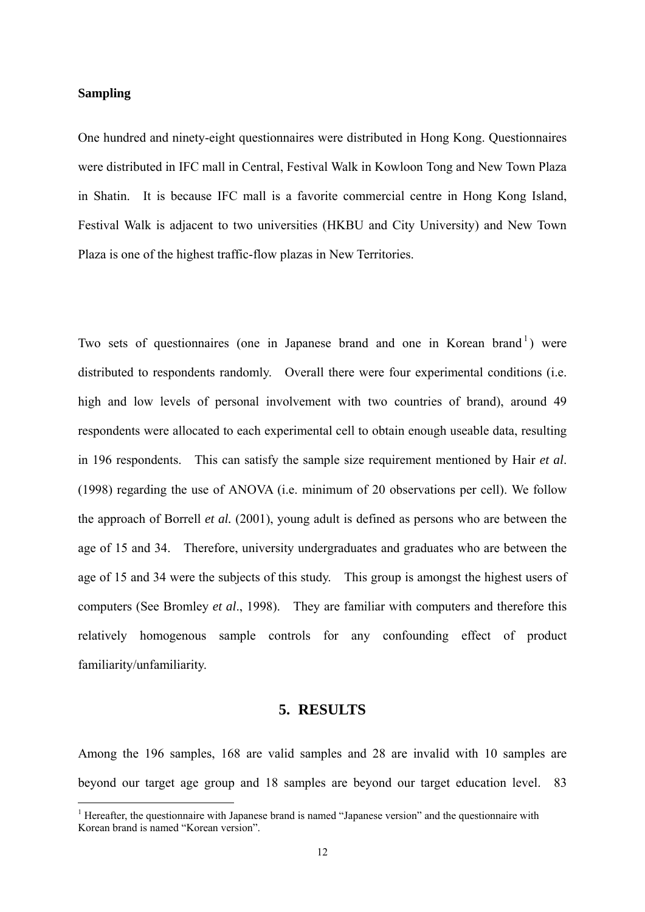**Sampling**

One hundred and ninety-eight questionnaires were distributed in Hong Kong. Questionnaires were distributed in IFC mall in Central, Festival Walk in Kowloon Tong and New Town Plaza in Shatin. It is because IFC mall is a favorite commercial centre in Hong Kong Island, Festival Walk is adjacent to two universities (HKBU and City University) and New Town Plaza is one of the highest traffic-flow plazas in New Territories.

Two sets of questionnaires (one in Japanese brand and one in Korean brand[1]) were distributed to respondents randomly. Overall there were four experimental conditions (i.e. high and low levels of personal involvement with two countries of brand), around 49 respondents were allocated to each experimental cell to obtain enough useable data, resulting in 196 respondents. This can satisfy the sample size requirement mentioned by Hair *et al*. (1998) regarding the use of ANOVA (i.e. minimum of 20 observations per cell). We follow the approach of Borrell *et al.* (2001), young adult is defined as persons who are between the age of 15 and 34. Therefore, university undergraduates and graduates who are between the age of 15 and 34 were the subjects of this study. This group is amongst the highest users of computers (See Bromley *et al*., 1998). They are familiar with computers and therefore this relatively homogenous sample controls for any confounding effect of product familiarity/unfamiliarity.

## 5. RESULTS

Among the 196 samples, 168 are valid samples and 28 are invalid with 10 samples are beyond our target age group and 18 samples are beyond our target education level. 83

[1] Hereafter, the questionnaire with Japanese brand is named "Japanese version" and the questionnaire with Korean brand is named "Korean version".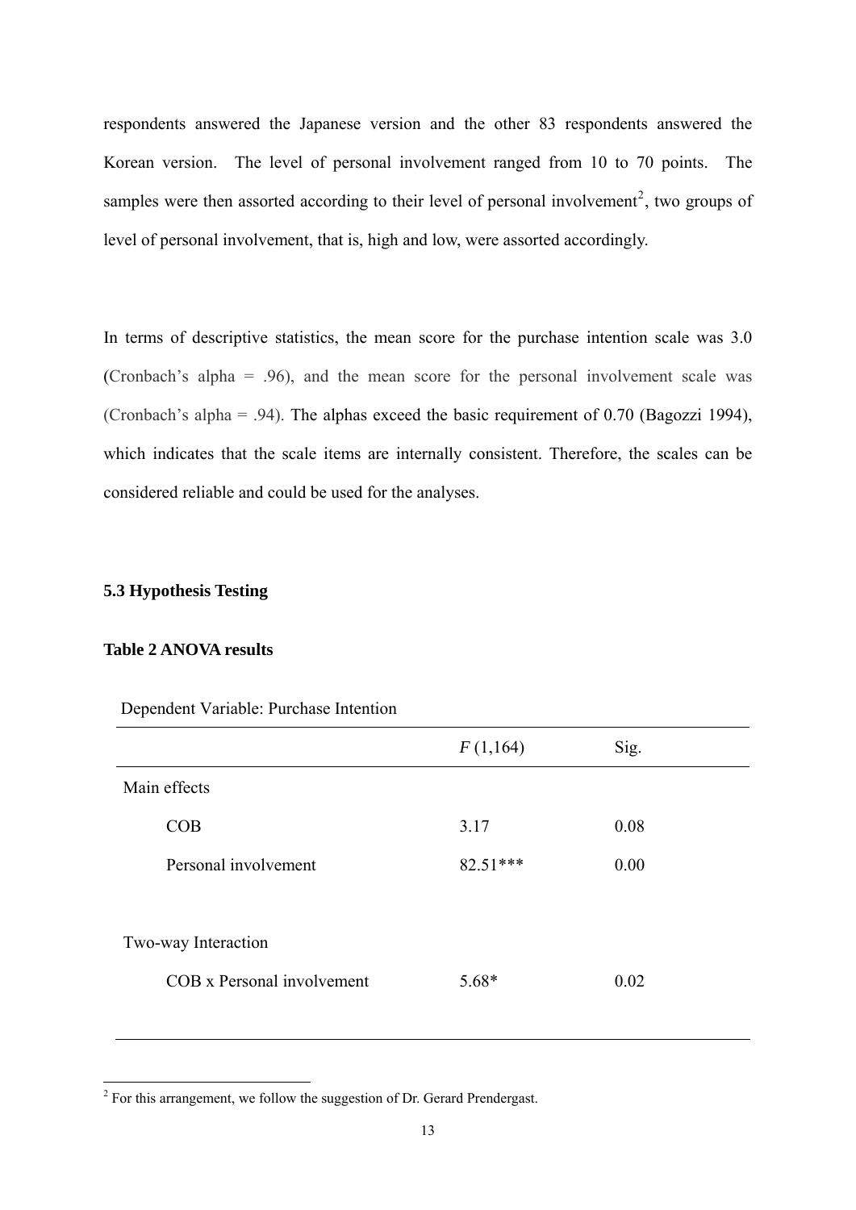respondents answered the Japanese version and the other 83 respondents answered the Korean version. The level of personal involvement ranged from 10 to 70 points. The samples were then assorted according to their level of personal involvement[2], two groups of level of personal involvement, that is, high and low, were assorted accordingly.

In terms of descriptive statistics, the mean score for the purchase intention scale was 3.0 (Cronbach's alpha = .96), and the mean score for the personal involvement scale was (Cronbach's alpha = .94). The alphas exceed the basic requirement of 0.70 (Bagozzi 1994), which indicates that the scale items are internally consistent. Therefore, the scales can be considered reliable and could be used for the analyses.

### 5.3 Hypothesis Testing

**Table 2 ANOVA results**

Dependent Variable: Purchase Intention

| | *F* (1,164) | Sig. |
|---|---|---|
| Main effects | | |
| COB | 3.17 | 0.08 |
| Personal involvement | 82.51*** | 0.00 |
| Two-way Interaction | | |
| COB x Personal involvement | 5.68* | 0.02 |

[2] For this arrangement, we follow the suggestion of Dr. Gerard Prendergast.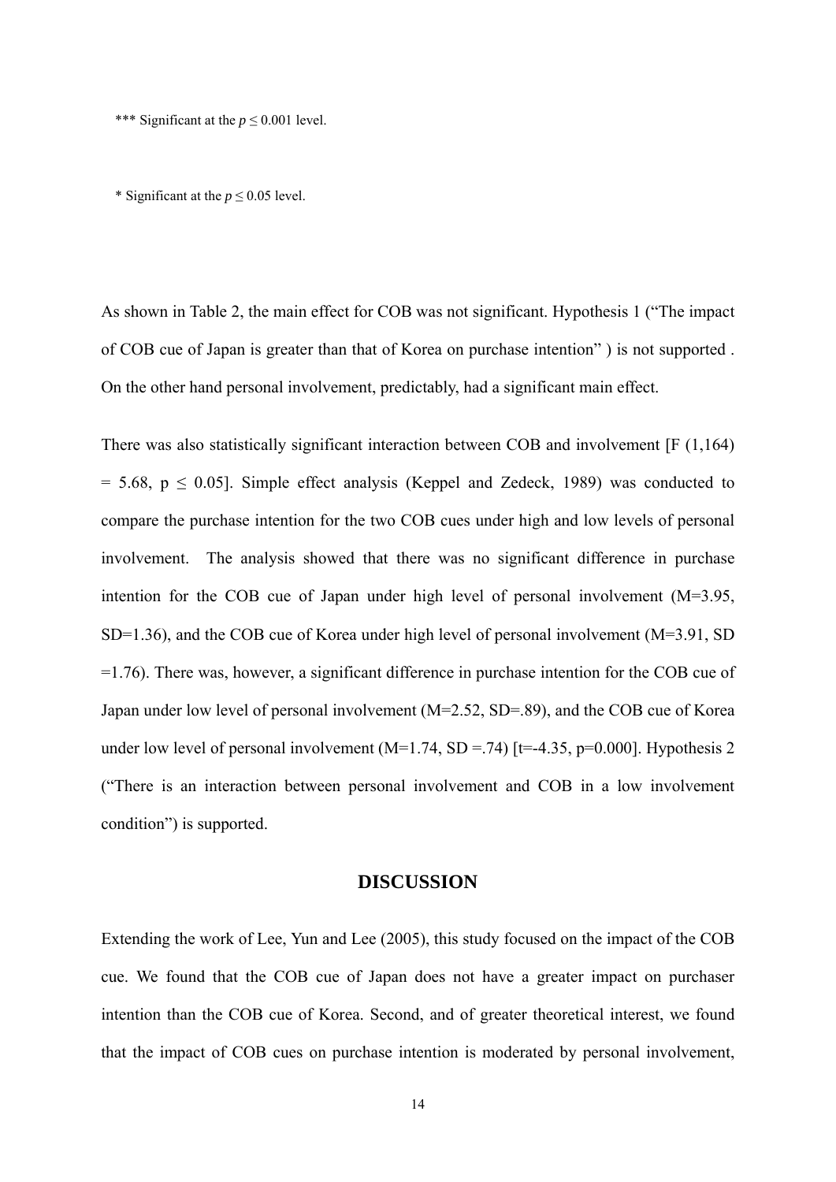*** Significant at the $p \leq 0.001$ level.

* Significant at the $p \leq 0.05$ level.

As shown in Table 2, the main effect for COB was not significant. Hypothesis 1 ("The impact of COB cue of Japan is greater than that of Korea on purchase intention" ) is not supported . On the other hand personal involvement, predictably, had a significant main effect.

There was also statistically significant interaction between COB and involvement [$F(1,164) = 5.68$, $p \leq 0.05$]. Simple effect analysis (Keppel and Zedeck, 1989) was conducted to compare the purchase intention for the two COB cues under high and low levels of personal involvement. The analysis showed that there was no significant difference in purchase intention for the COB cue of Japan under high level of personal involvement (M=3.95, SD=1.36), and the COB cue of Korea under high level of personal involvement (M=3.91, SD =1.76). There was, however, a significant difference in purchase intention for the COB cue of Japan under low level of personal involvement (M=2.52, SD=.89), and the COB cue of Korea under low level of personal involvement (M=1.74, SD =.74) [$t=-4.35$, $p=0.000$]. Hypothesis 2 ("There is an interaction between personal involvement and COB in a low involvement condition") is supported.

## DISCUSSION

Extending the work of Lee, Yun and Lee (2005), this study focused on the impact of the COB cue. We found that the COB cue of Japan does not have a greater impact on purchaser intention than the COB cue of Korea. Second, and of greater theoretical interest, we found that the impact of COB cues on purchase intention is moderated by personal involvement,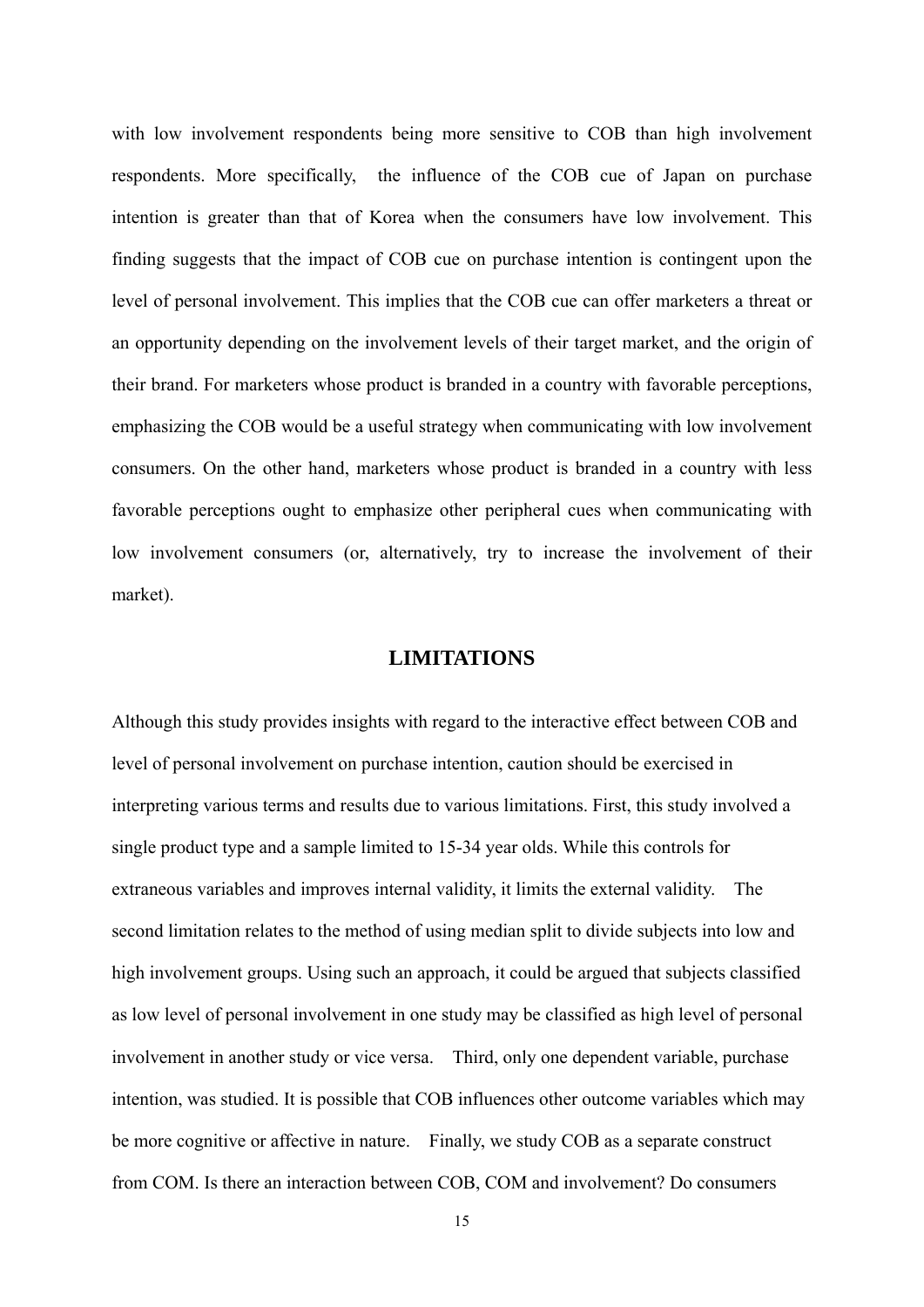with low involvement respondents being more sensitive to COB than high involvement respondents. More specifically, the influence of the COB cue of Japan on purchase intention is greater than that of Korea when the consumers have low involvement. This finding suggests that the impact of COB cue on purchase intention is contingent upon the level of personal involvement. This implies that the COB cue can offer marketers a threat or an opportunity depending on the involvement levels of their target market, and the origin of their brand. For marketers whose product is branded in a country with favorable perceptions, emphasizing the COB would be a useful strategy when communicating with low involvement consumers. On the other hand, marketers whose product is branded in a country with less favorable perceptions ought to emphasize other peripheral cues when communicating with low involvement consumers (or, alternatively, try to increase the involvement of their market).

## LIMITATIONS

Although this study provides insights with regard to the interactive effect between COB and level of personal involvement on purchase intention, caution should be exercised in interpreting various terms and results due to various limitations. First, this study involved a single product type and a sample limited to 15-34 year olds. While this controls for extraneous variables and improves internal validity, it limits the external validity. The second limitation relates to the method of using median split to divide subjects into low and high involvement groups. Using such an approach, it could be argued that subjects classified as low level of personal involvement in one study may be classified as high level of personal involvement in another study or vice versa. Third, only one dependent variable, purchase intention, was studied. It is possible that COB influences other outcome variables which may be more cognitive or affective in nature. Finally, we study COB as a separate construct from COM. Is there an interaction between COB, COM and involvement? Do consumers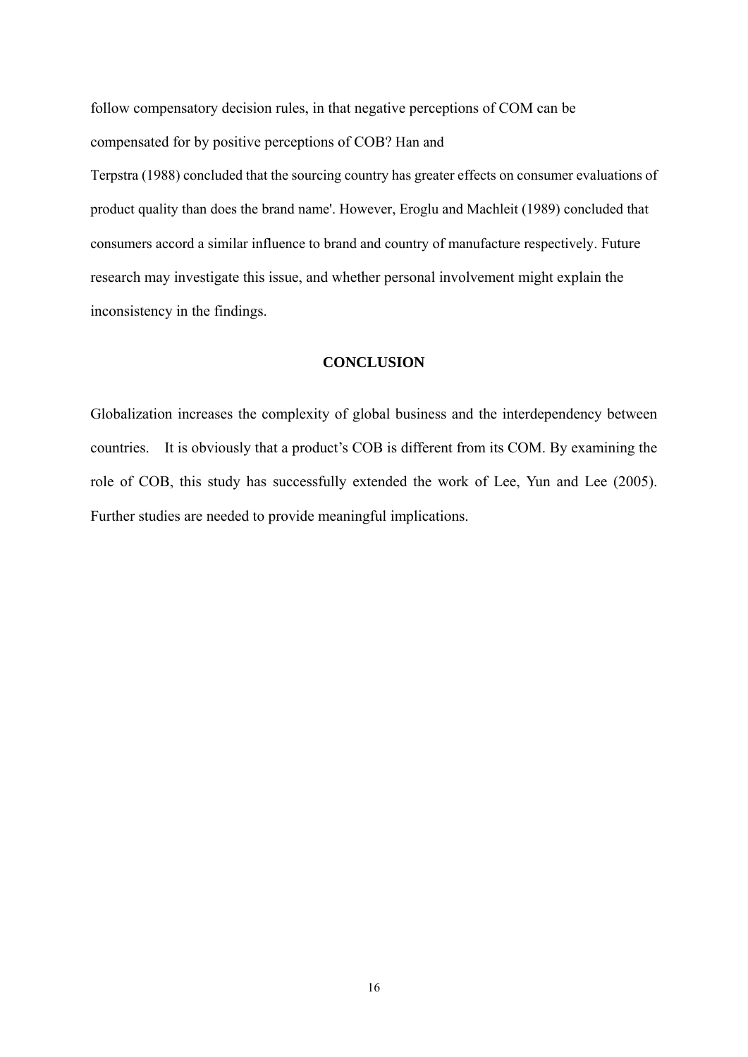follow compensatory decision rules, in that negative perceptions of COM can be compensated for by positive perceptions of COB? Han and Terpstra (1988) concluded that the sourcing country has greater effects on consumer evaluations of product quality than does the brand name'. However, Eroglu and Machleit (1989) concluded that consumers accord a similar influence to brand and country of manufacture respectively. Future research may investigate this issue, and whether personal involvement might explain the inconsistency in the findings.

## CONCLUSION

Globalization increases the complexity of global business and the interdependency between countries. It is obviously that a product's COB is different from its COM. By examining the role of COB, this study has successfully extended the work of Lee, Yun and Lee (2005). Further studies are needed to provide meaningful implications.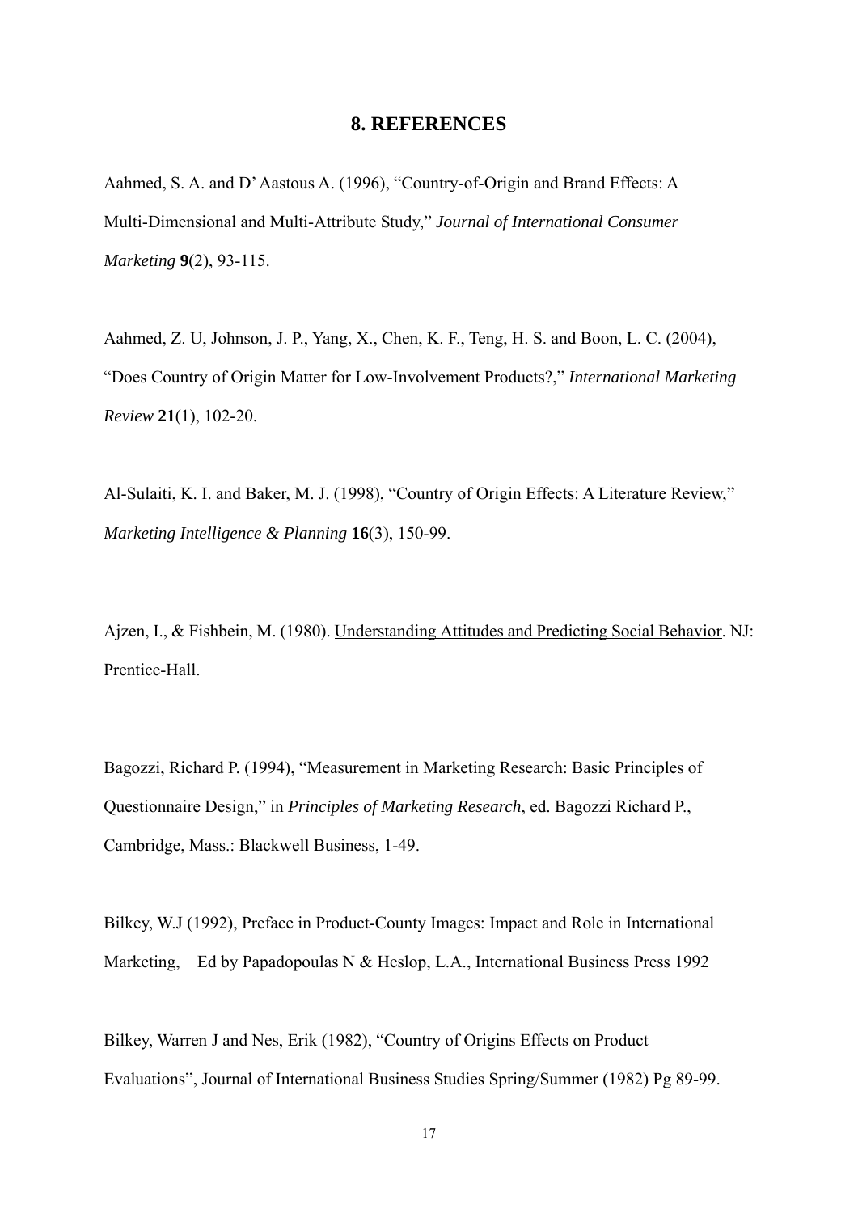# 8. REFERENCES

Aahmed, S. A. and D' Aastous A. (1996), "Country-of-Origin and Brand Effects: A Multi-Dimensional and Multi-Attribute Study," *Journal of International Consumer Marketing* **9**(2), 93-115.

Aahmed, Z. U, Johnson, J. P., Yang, X., Chen, K. F., Teng, H. S. and Boon, L. C. (2004), "Does Country of Origin Matter for Low-Involvement Products?," *International Marketing Review* **21**(1), 102-20.

Al-Sulaiti, K. I. and Baker, M. J. (1998), "Country of Origin Effects: A Literature Review," *Marketing Intelligence & Planning* **16**(3), 150-99.

Ajzen, I., & Fishbein, M. (1980). Understanding Attitudes and Predicting Social Behavior. NJ: Prentice-Hall.

Bagozzi, Richard P. (1994), "Measurement in Marketing Research: Basic Principles of Questionnaire Design," in *Principles of Marketing Research*, ed. Bagozzi Richard P., Cambridge, Mass.: Blackwell Business, 1-49.

Bilkey, W.J (1992), Preface in Product-County Images: Impact and Role in International Marketing, Ed by Papadopoulas N & Heslop, L.A., International Business Press 1992

Bilkey, Warren J and Nes, Erik (1982), "Country of Origins Effects on Product Evaluations", Journal of International Business Studies Spring/Summer (1982) Pg 89-99.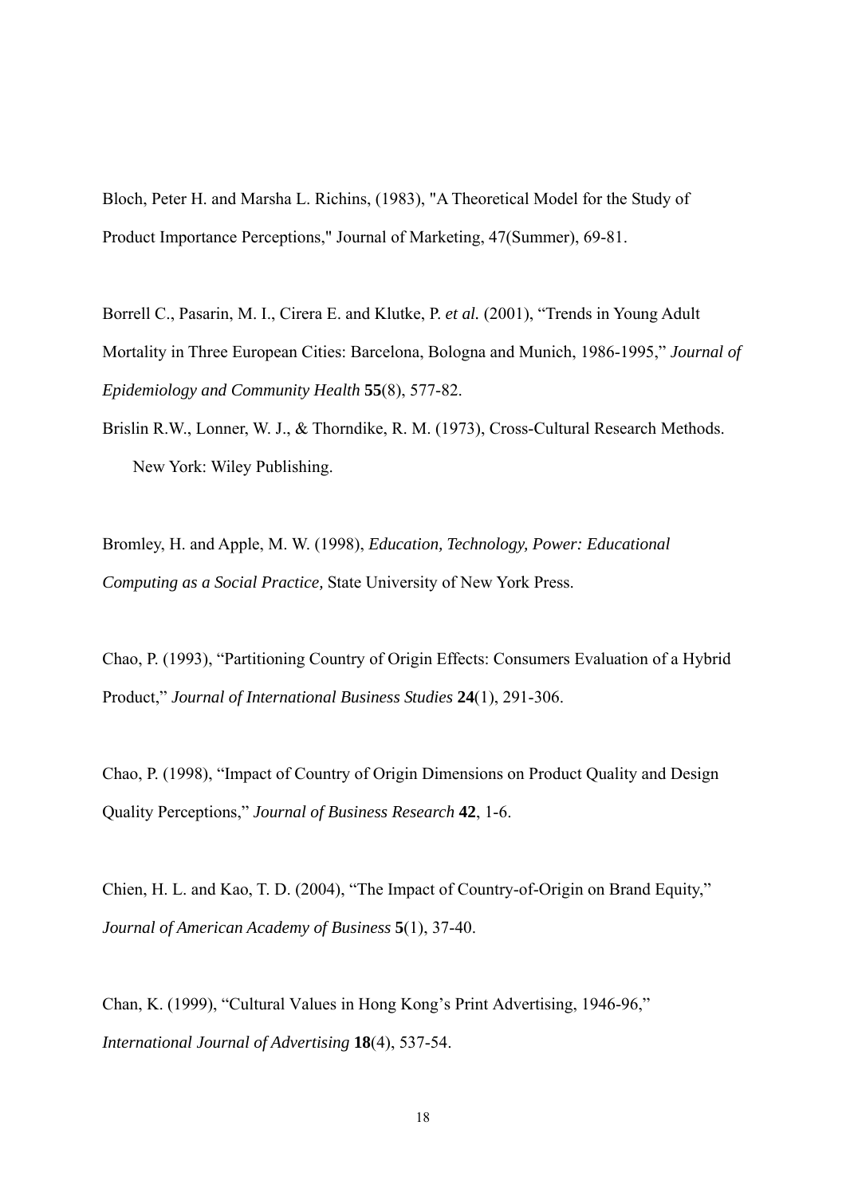Bloch, Peter H. and Marsha L. Richins, (1983), "A Theoretical Model for the Study of Product Importance Perceptions," Journal of Marketing, 47(Summer), 69-81.

Borrell C., Pasarin, M. I., Cirera E. and Klutke, P. *et al.* (2001), "Trends in Young Adult Mortality in Three European Cities: Barcelona, Bologna and Munich, 1986-1995," *Journal of Epidemiology and Community Health* **55**(8), 577-82.

Brislin R.W., Lonner, W. J., & Thorndike, R. M. (1973), Cross-Cultural Research Methods. New York: Wiley Publishing.

Bromley, H. and Apple, M. W. (1998), *Education, Technology, Power: Educational Computing as a Social Practice,* State University of New York Press.

Chao, P. (1993), "Partitioning Country of Origin Effects: Consumers Evaluation of a Hybrid Product," *Journal of International Business Studies* **24**(1), 291-306.

Chao, P. (1998), "Impact of Country of Origin Dimensions on Product Quality and Design Quality Perceptions," *Journal of Business Research* **42**, 1-6.

Chien, H. L. and Kao, T. D. (2004), "The Impact of Country-of-Origin on Brand Equity," *Journal of American Academy of Business* **5**(1), 37-40.

Chan, K. (1999), "Cultural Values in Hong Kong's Print Advertising, 1946-96," *International Journal of Advertising* **18**(4), 537-54.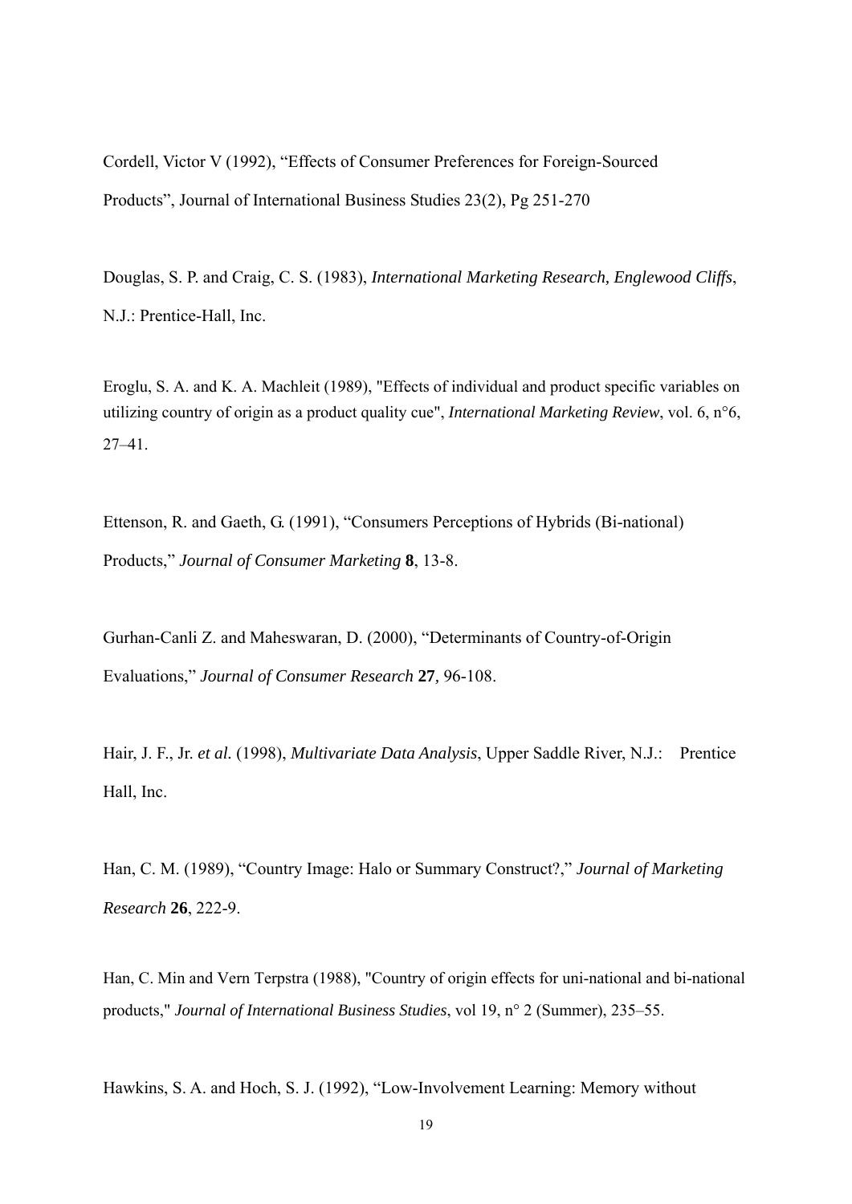Cordell, Victor V (1992), "Effects of Consumer Preferences for Foreign-Sourced Products", Journal of International Business Studies 23(2), Pg 251-270

Douglas, S. P. and Craig, C. S. (1983), *International Marketing Research, Englewood Cliffs*, N.J.: Prentice-Hall, Inc.

Eroglu, S. A. and K. A. Machleit (1989), "Effects of individual and product specific variables on utilizing country of origin as a product quality cue", *International Marketing Review*, vol. 6, n°6, 27–41.

Ettenson, R. and Gaeth, G. (1991), "Consumers Perceptions of Hybrids (Bi-national) Products," *Journal of Consumer Marketing* **8**, 13-8.

Gurhan-Canli Z. and Maheswaran, D. (2000), "Determinants of Country-of-Origin Evaluations," *Journal of Consumer Research* **27**, 96-108.

Hair, J. F., Jr. *et al.* (1998), *Multivariate Data Analysis*, Upper Saddle River, N.J.: Prentice Hall, Inc.

Han, C. M. (1989), "Country Image: Halo or Summary Construct?," *Journal of Marketing Research* **26**, 222-9.

Han, C. Min and Vern Terpstra (1988), "Country of origin effects for uni-national and bi-national products," *Journal of International Business Studies*, vol 19, n° 2 (Summer), 235–55.

Hawkins, S. A. and Hoch, S. J. (1992), "Low-Involvement Learning: Memory without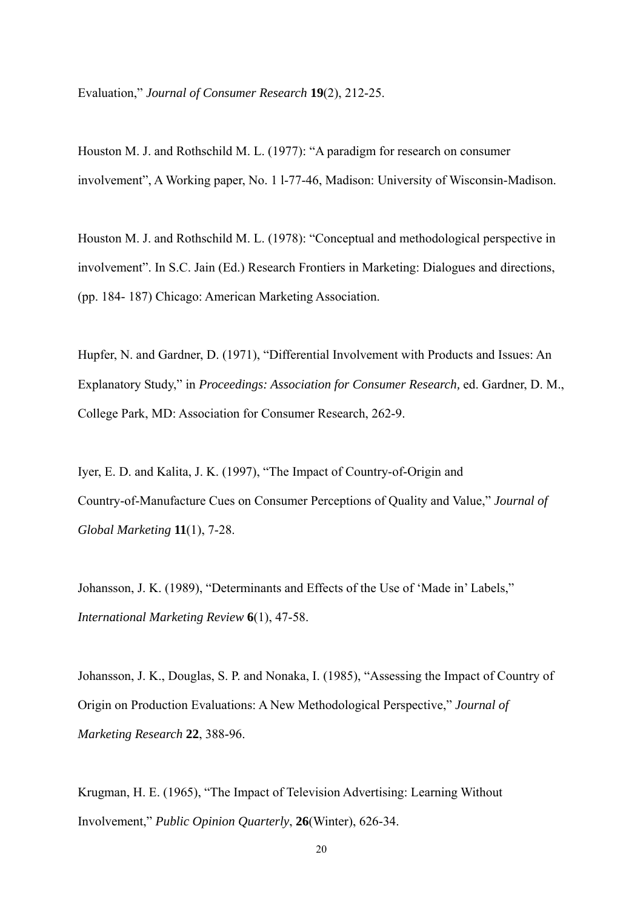Evaluation," *Journal of Consumer Research* **19**(2), 212-25.

Houston M. J. and Rothschild M. L. (1977): "A paradigm for research on consumer involvement", A Working paper, No. 1 l-77-46, Madison: University of Wisconsin-Madison.

Houston M. J. and Rothschild M. L. (1978): "Conceptual and methodological perspective in involvement". In S.C. Jain (Ed.) Research Frontiers in Marketing: Dialogues and directions, (pp. 184- 187) Chicago: American Marketing Association.

Hupfer, N. and Gardner, D. (1971), "Differential Involvement with Products and Issues: An Explanatory Study," in *Proceedings: Association for Consumer Research,* ed. Gardner, D. M., College Park, MD: Association for Consumer Research, 262-9.

Iyer, E. D. and Kalita, J. K. (1997), "The Impact of Country-of-Origin and Country-of-Manufacture Cues on Consumer Perceptions of Quality and Value," *Journal of Global Marketing* **11**(1), 7-28.

Johansson, J. K. (1989), "Determinants and Effects of the Use of 'Made in' Labels," *International Marketing Review* **6**(1), 47-58.

Johansson, J. K., Douglas, S. P. and Nonaka, I. (1985), "Assessing the Impact of Country of Origin on Production Evaluations: A New Methodological Perspective," *Journal of Marketing Research* **22**, 388-96.

Krugman, H. E. (1965), "The Impact of Television Advertising: Learning Without Involvement," *Public Opinion Quarterly*, **26**(Winter), 626-34.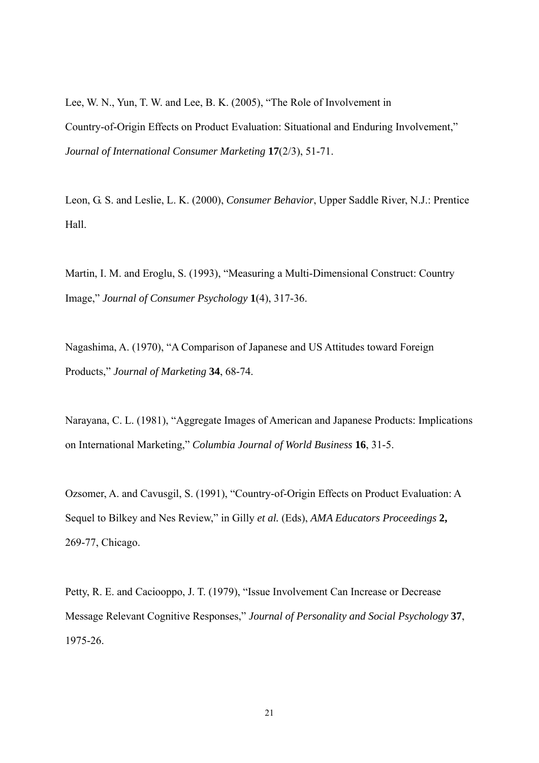Lee, W. N., Yun, T. W. and Lee, B. K. (2005), "The Role of Involvement in Country-of-Origin Effects on Product Evaluation: Situational and Enduring Involvement," *Journal of International Consumer Marketing* **17**(2/3), 51-71.

Leon, G. S. and Leslie, L. K. (2000), *Consumer Behavior*, Upper Saddle River, N.J.: Prentice Hall.

Martin, I. M. and Eroglu, S. (1993), "Measuring a Multi-Dimensional Construct: Country Image," *Journal of Consumer Psychology* **1**(4), 317-36.

Nagashima, A. (1970), "A Comparison of Japanese and US Attitudes toward Foreign Products," *Journal of Marketing* **34**, 68-74.

Narayana, C. L. (1981), "Aggregate Images of American and Japanese Products: Implications on International Marketing," *Columbia Journal of World Business* **16**, 31-5.

Ozsomer, A. and Cavusgil, S. (1991), "Country-of-Origin Effects on Product Evaluation: A Sequel to Bilkey and Nes Review," in Gilly *et al.* (Eds), *AMA Educators Proceedings* **2,** 269-77, Chicago.

Petty, R. E. and Caciooppo, J. T. (1979), "Issue Involvement Can Increase or Decrease Message Relevant Cognitive Responses," *Journal of Personality and Social Psychology* **37**, 1975-26.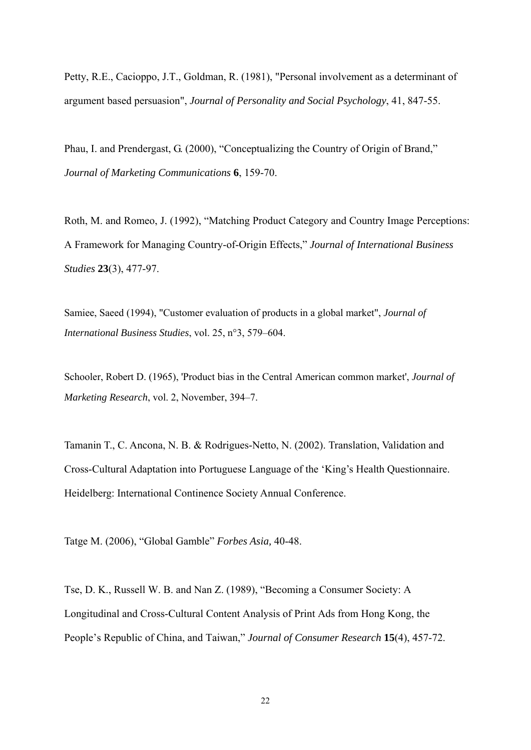Petty, R.E., Cacioppo, J.T., Goldman, R. (1981), "Personal involvement as a determinant of argument based persuasion", *Journal of Personality and Social Psychology*, 41, 847-55.

Phau, I. and Prendergast, G. (2000), "Conceptualizing the Country of Origin of Brand," *Journal of Marketing Communications* **6**, 159-70.

Roth, M. and Romeo, J. (1992), "Matching Product Category and Country Image Perceptions: A Framework for Managing Country-of-Origin Effects," *Journal of International Business Studies* **23**(3), 477-97.

Samiee, Saeed (1994), "Customer evaluation of products in a global market", *Journal of International Business Studies*, vol. 25, n°3, 579–604.

Schooler, Robert D. (1965), 'Product bias in the Central American common market', *Journal of Marketing Research*, vol. 2, November, 394–7.

Tamanin T., C. Ancona, N. B. & Rodrigues-Netto, N. (2002). Translation, Validation and Cross-Cultural Adaptation into Portuguese Language of the 'King's Health Questionnaire. Heidelberg: International Continence Society Annual Conference.

Tatge M. (2006), "Global Gamble" *Forbes Asia,* 40-48.

Tse, D. K., Russell W. B. and Nan Z. (1989), "Becoming a Consumer Society: A Longitudinal and Cross-Cultural Content Analysis of Print Ads from Hong Kong, the People's Republic of China, and Taiwan," *Journal of Consumer Research* **15**(4), 457-72.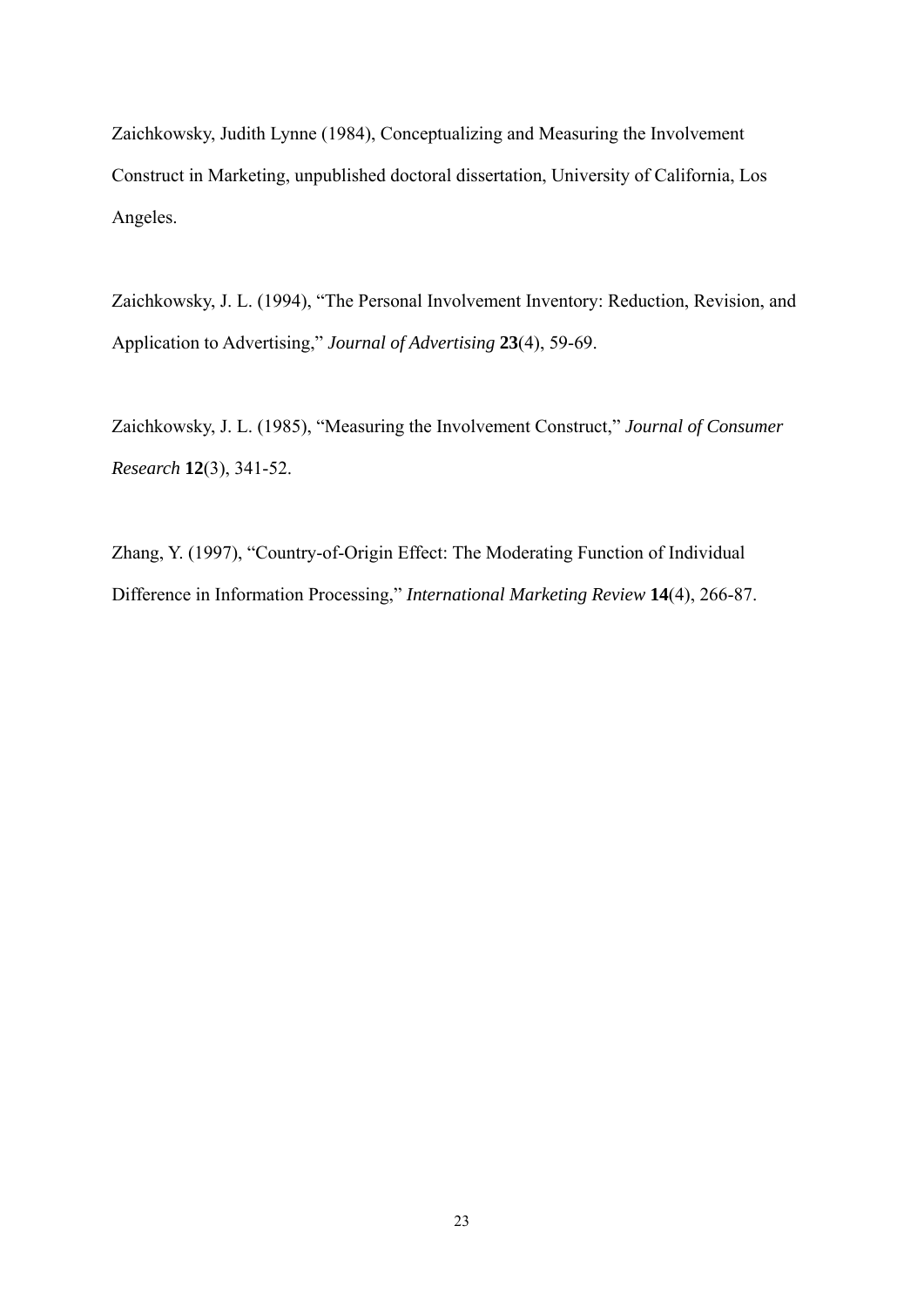Zaichkowsky, Judith Lynne (1984), Conceptualizing and Measuring the Involvement Construct in Marketing, unpublished doctoral dissertation, University of California, Los Angeles.

Zaichkowsky, J. L. (1994), "The Personal Involvement Inventory: Reduction, Revision, and Application to Advertising," *Journal of Advertising* **23**(4), 59-69.

Zaichkowsky, J. L. (1985), "Measuring the Involvement Construct," *Journal of Consumer Research* **12**(3), 341-52.

Zhang, Y. (1997), "Country-of-Origin Effect: The Moderating Function of Individual Difference in Information Processing," *International Marketing Review* **14**(4), 266-87.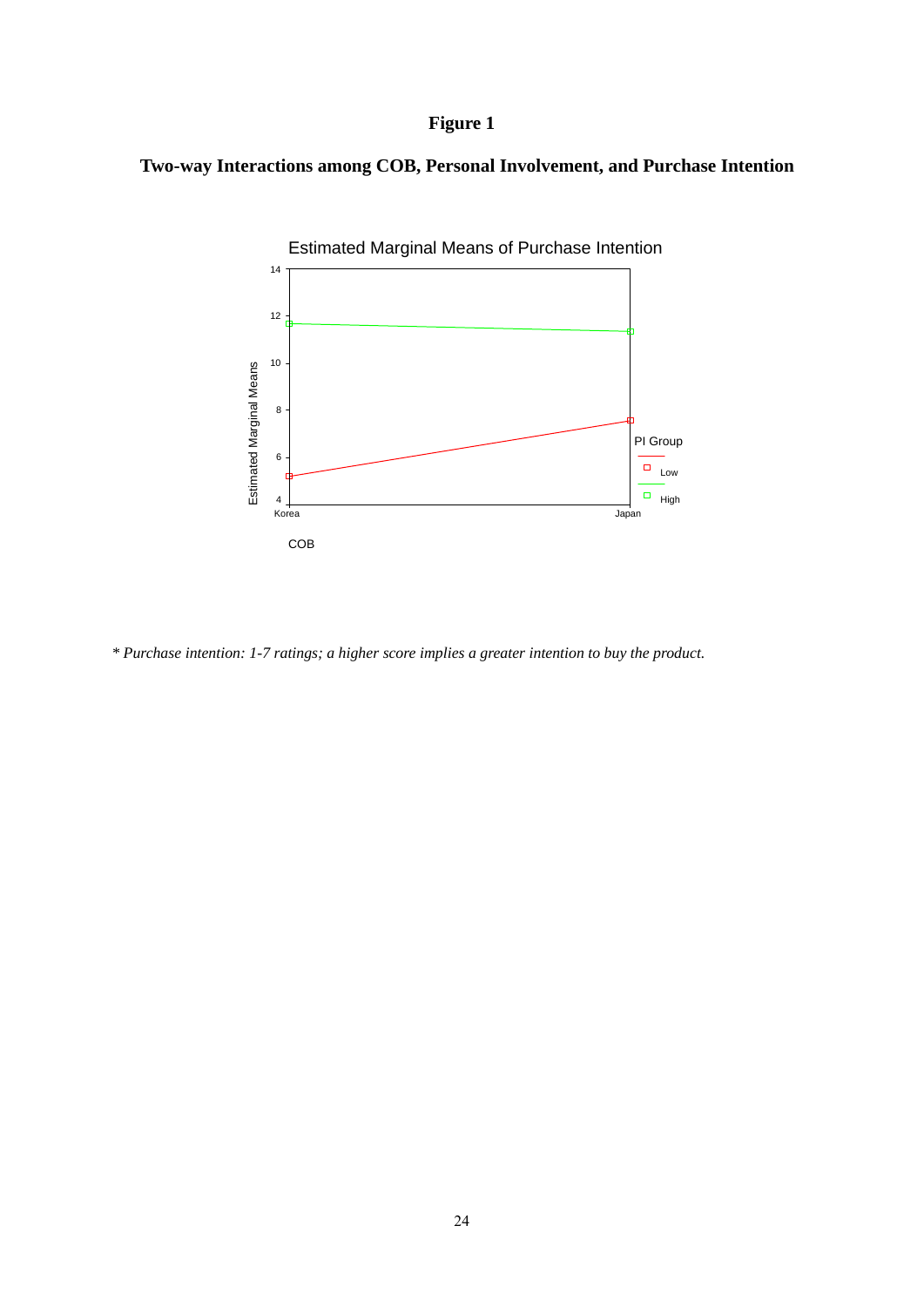# Figure 1

## Two-way Interactions among COB, Personal Involvement, and Purchase Intention

Estimated Marginal Means of Purchase Intention

Estimated Marginal Means

14

12

10

8

6

4

Korea

Japan

COB

PI Group

Low

High

*\* Purchase intention: 1-7 ratings; a higher score implies a greater intention to buy the product.*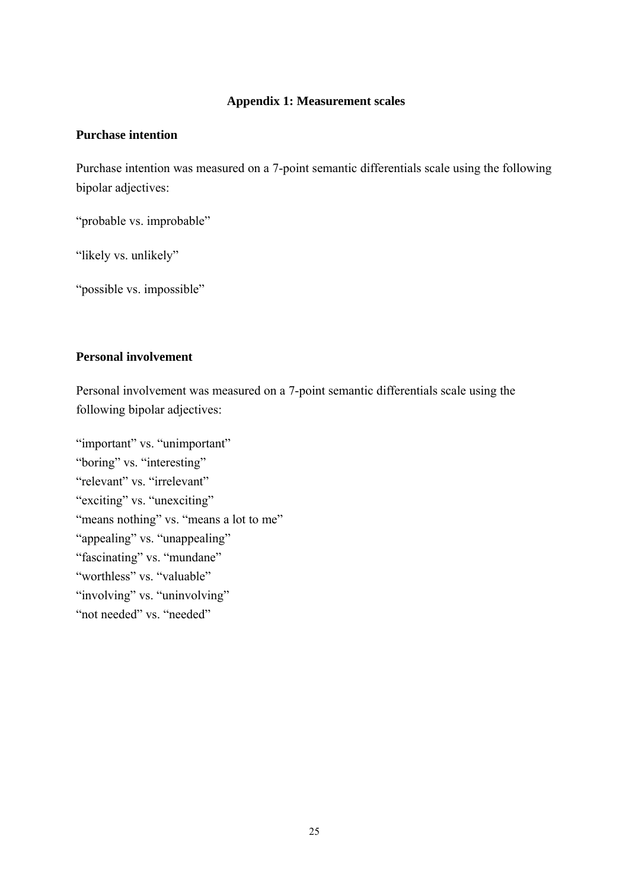## Appendix 1: Measurement scales

### Purchase intention

Purchase intention was measured on a 7-point semantic differentials scale using the following bipolar adjectives:

“probable vs. improbable”

“likely vs. unlikely”

“possible vs. impossible”

### Personal involvement

Personal involvement was measured on a 7-point semantic differentials scale using the following bipolar adjectives:

“important” vs. “unimportant”
“boring” vs. “interesting”
“relevant” vs. “irrelevant”
“exciting” vs. “unexciting”
“means nothing” vs. “means a lot to me”
“appealing” vs. “unappealing”
“fascinating” vs. “mundane”
“worthless” vs. “valuable”
“involving” vs. “uninvolving”
“not needed” vs. “needed”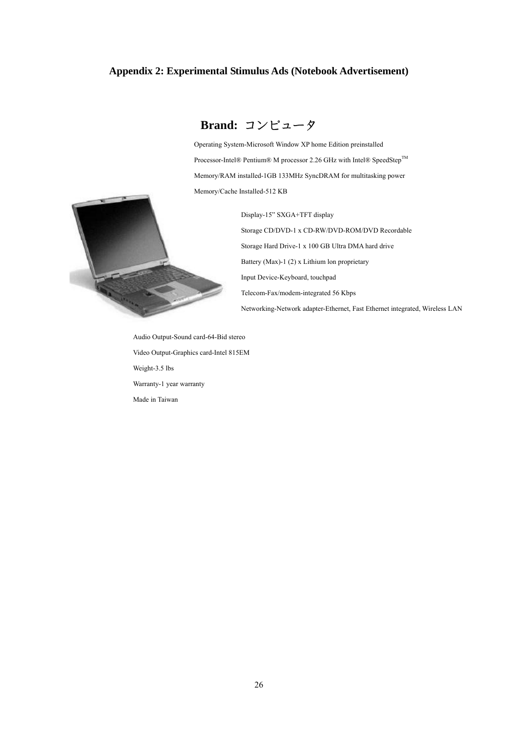## Appendix 2: Experimental Stimulus Ads (Notebook Advertisement)

### Brand: コンピュータ

Operating System-Microsoft Window XP home Edition preinstalled

Processor-Intel® Pentium® M processor 2.26 GHz with Intel® SpeedStep™

Memory/RAM installed-1GB 133MHz SyncDRAM for multitasking power

Memory/Cache Installed-512 KB

Display-15" SXGA+TFT display

Storage CD/DVD-1 x CD-RW/DVD-ROM/DVD Recordable

Storage Hard Drive-1 x 100 GB Ultra DMA hard drive

Battery (Max)-1 (2) x Lithium lon proprietary

Input Device-Keyboard, touchpad

Telecom-Fax/modem-integrated 56 Kbps

Networking-Network adapter-Ethernet, Fast Ethernet integrated, Wireless LAN

Audio Output-Sound card-64-Bid stereo

Video Output-Graphics card-Intel 815EM

Weight-3.5 lbs

Warranty-1 year warranty

Made in Taiwan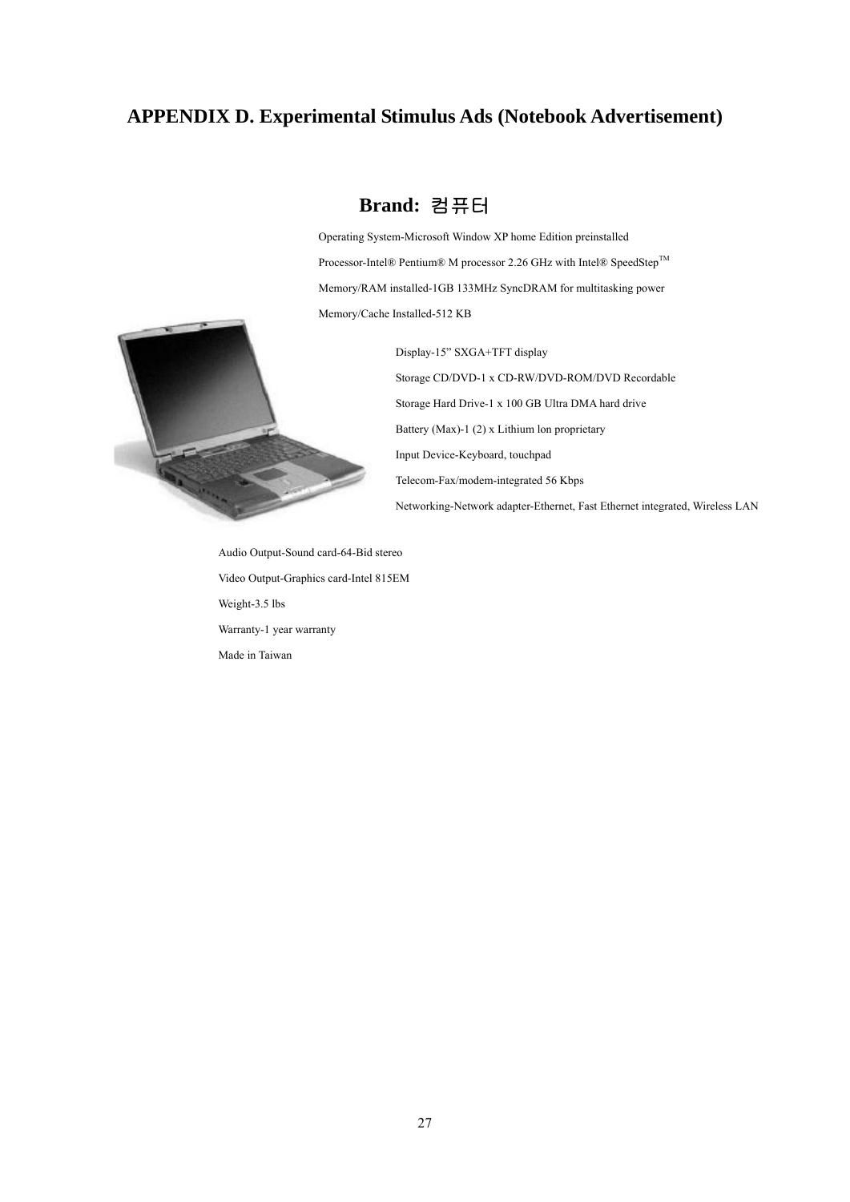# APPENDIX D. Experimental Stimulus Ads (Notebook Advertisement)

## Brand: 컴퓨터

Operating System-Microsoft Window XP home Edition preinstalled

Processor-Intel® Pentium® M processor 2.26 GHz with Intel® SpeedStep™

Memory/RAM installed-1GB 133MHz SyncDRAM for multitasking power

Memory/Cache Installed-512 KB

Display-15" SXGA+TFT display

Storage CD/DVD-1 x CD-RW/DVD-ROM/DVD Recordable

Storage Hard Drive-1 x 100 GB Ultra DMA hard drive

Battery (Max)-1 (2) x Lithium lon proprietary

Input Device-Keyboard, touchpad

Telecom-Fax/modem-integrated 56 Kbps

Networking-Network adapter-Ethernet, Fast Ethernet integrated, Wireless LAN

Audio Output-Sound card-64-Bid stereo

Video Output-Graphics card-Intel 815EM

Weight-3.5 lbs

Warranty-1 year warranty

Made in Taiwan